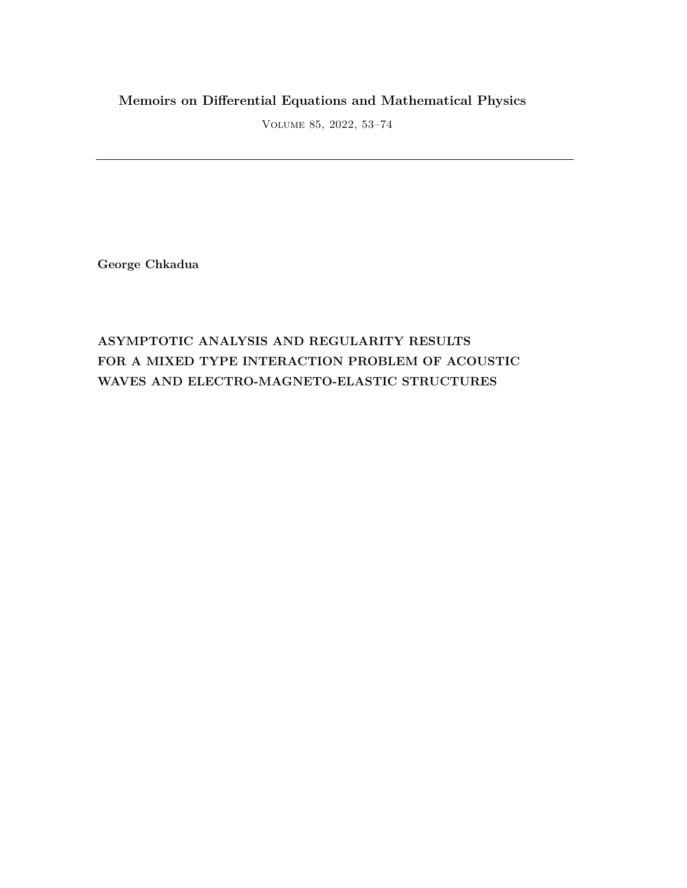**Memoirs on Differential Equations and Mathematical Physics**

Volume 85, 2022, 53–74

**George Chkadua**

# ASYMPTOTIC ANALYSIS AND REGULARITY RESULTS FOR A MIXED TYPE INTERACTION PROBLEM OF ACOUSTIC WAVES AND ELECTRO-MAGNETO-ELASTIC STRUCTURES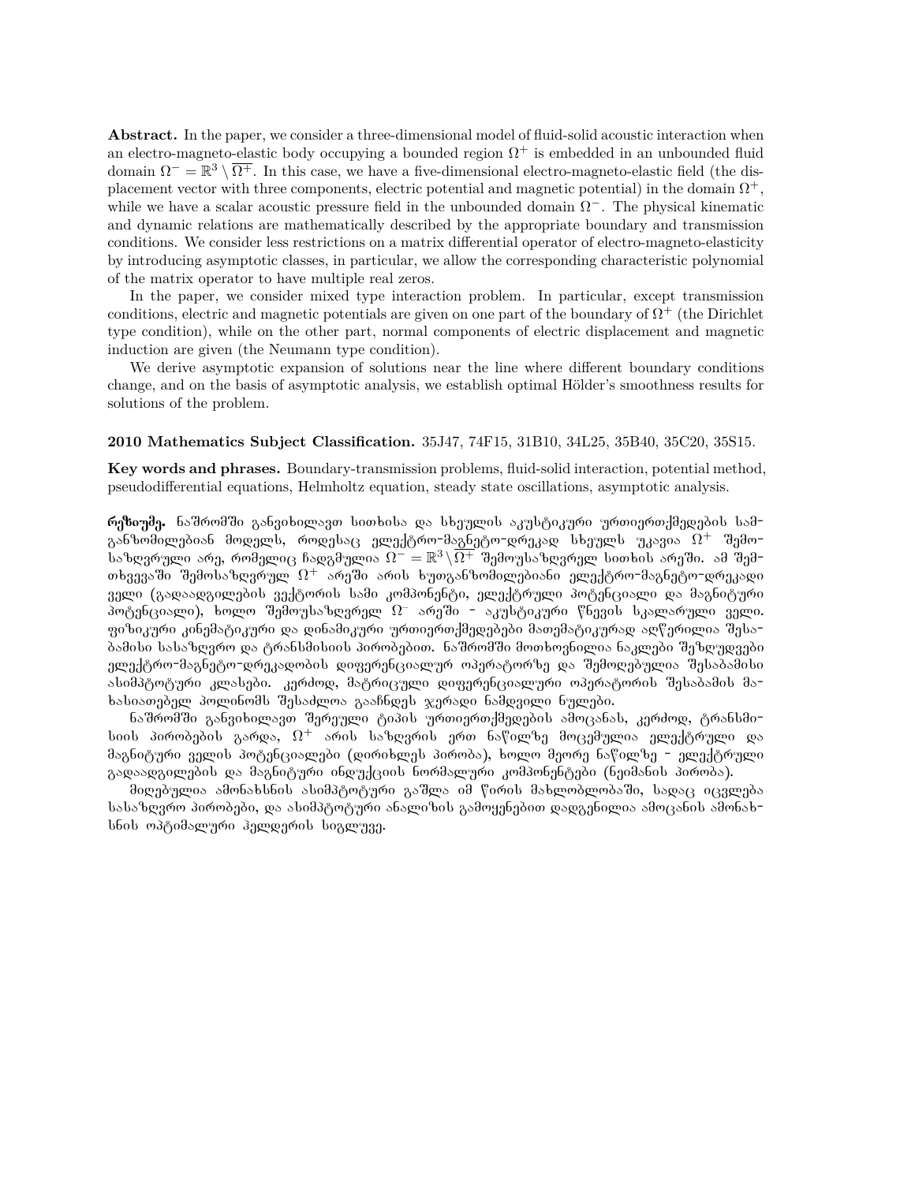**Abstract.** In the paper, we consider a three-dimensional model of fluid-solid acoustic interaction when an electro-magneto-elastic body occupying a bounded region $\Omega^+$ is embedded in an unbounded fluid domain $\Omega^- = \mathbb{R}^3 \setminus \overline{\Omega^+}$. In this case, we have a five-dimensional electro-magneto-elastic field (the displacement vector with three components, electric potential and magnetic potential) in the domain $\Omega^+$, while we have a scalar acoustic pressure field in the unbounded domain $\Omega^-$. The physical kinematic and dynamic relations are mathematically described by the appropriate boundary and transmission conditions. We consider less restrictions on a matrix differential operator of electro-magneto-elasticity by introducing asymptotic classes, in particular, we allow the corresponding characteristic polynomial of the matrix operator to have multiple real zeros.

In the paper, we consider mixed type interaction problem. In particular, except transmission conditions, electric and magnetic potentials are given on one part of the boundary of $\Omega^+$ (the Dirichlet type condition), while on the other part, normal components of electric displacement and magnetic induction are given (the Neumann type condition).

We derive asymptotic expansion of solutions near the line where different boundary conditions change, and on the basis of asymptotic analysis, we establish optimal Hölder's smoothness results for solutions of the problem.

**2010 Mathematics Subject Classification.** 35J47, 74F15, 31B10, 34L25, 35B40, 35C20, 35S15.

**Key words and phrases.** Boundary-transmission problems, fluid-solid interaction, potential method, pseudodifferential equations, Helmholtz equation, steady state oscillations, asymptotic analysis.

**რეზიუმე.** ნაშრომში განვიხილავთ სითხისა და სხეულის აკუსტიკური ურთიერთქმედების სამგანზომილებიან მოდელს, როდესაც ელექტრო-მაგნეტო-დრეკად სხეულს უკავია $\Omega^+$ შემოსაზღვრული არე, რომელიც ჩადგმულია $\Omega^- = \mathbb{R}^3 \setminus \overline{\Omega^+}$ შემოუსაზღვრელ სითხის არეში. ამ შემთხვევაში შემოსაზღვრულ $\Omega^+$ არეში არის ხუთგანზომილებიანი ელექტრო-მაგნეტო-დრეკადი ველი (გადაადგილების ვექტორის სამი კომპონენტი, ელექტრული პოტენციალი და მაგნიტური პოტენციალი), ხოლო შემოუსაზღვრელ $\Omega^-$ არეში - აკუსტიკური წნევის სკალარული ველი. ფიზიკური კინემატიკური და დინამიკური ურთიერთქმედებები მათემატიკურად აღწერილია შესაბამისი სასაზღვრო და ტრანსმისიის პირობებით. ნაშრომში მოთხოვნილია ნაკლები შეზღუდვები ელექტრო-მაგნეტო-დრეკადობის დიფერენციალურ ოპერატორზე და შემოღებულია შესაბამისი ასიმპტოტური კლასები. კერძოდ, მატრიცული დიფერენციალური ოპერატორის შესაბამის მახასიათებელ პოლინომს შესაძლოა გააჩნდეს ჯერადი ნამდვილი ნულები.

ნაშრომში განვიხილავთ შერეული ტიპის ურთიერთქმედების ამოცანას, კერძოდ, ტრანსმისიის პირობების გარდა, $\Omega^+$ არის საზღვრის ერთ ნაწილზე მოცემულია ელექტრული და მაგნიტური ველის პოტენციალები (დირიხლეს პირობა), ხოლო მეორე ნაწილზე - ელექტრული გადაადგილების და მაგნიტური ინდუქციის ნორმალური კომპონენტები (ნეიმანის პირობა).

მიღებულია ამონახსნის ასიმპტოტური გაშლა იმ წირის მახლობლობაში, სადაც იცვლება სასაზღვრო პირობები, და ასიმპტოტური ანალიზის გამოყენებით დადგენილია ამოცანის ამონახსნის ოპტიმალური ჰელდერის სიგლუვე.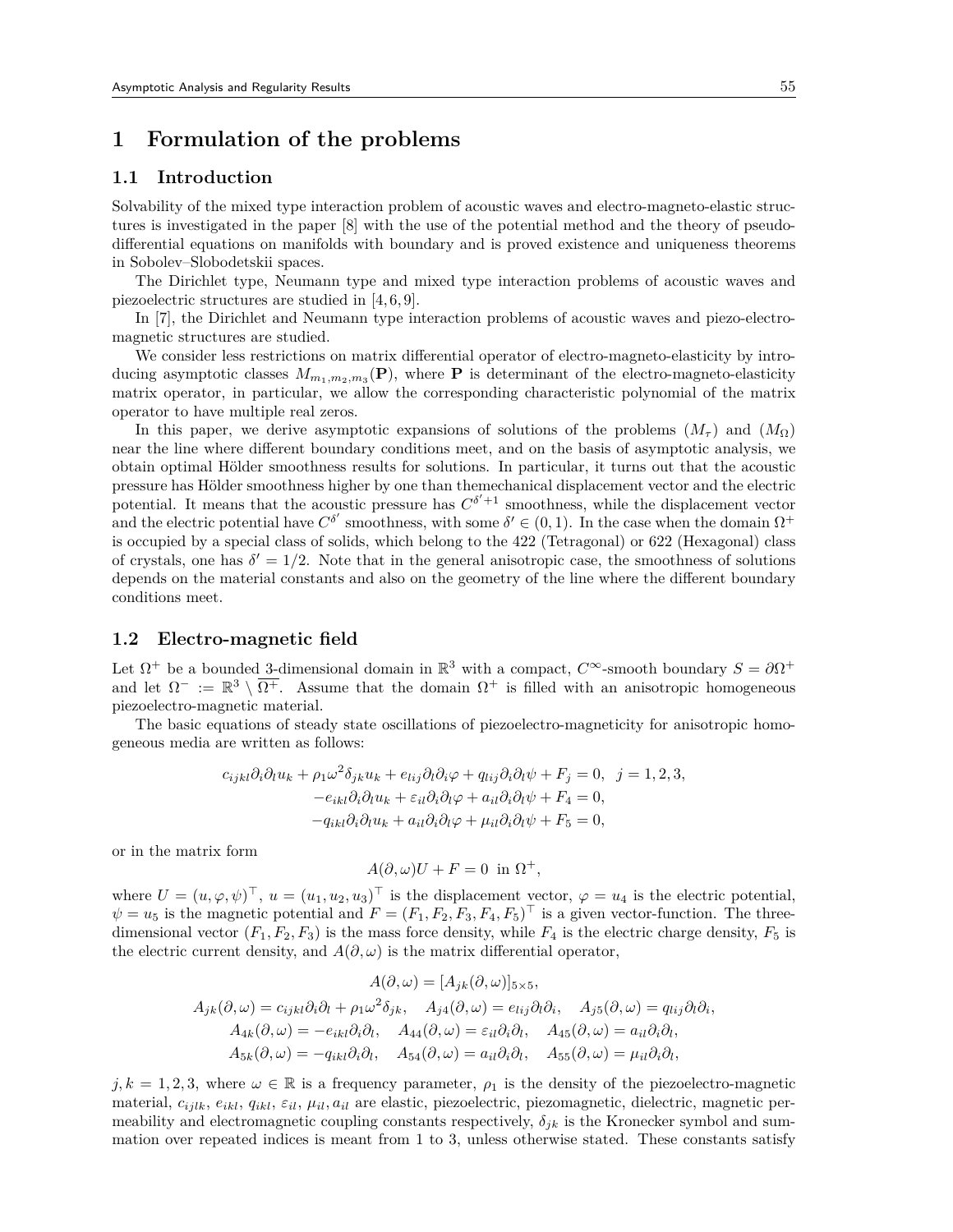# 1 Formulation of the problems

## 1.1 Introduction

Solvability of the mixed type interaction problem of acoustic waves and electro-magneto-elastic structures is investigated in the paper [8] with the use of the potential method and the theory of pseudo-differential equations on manifolds with boundary and is proved existence and uniqueness theorems in Sobolev–Slobodetskii spaces.

The Dirichlet type, Neumann type and mixed type interaction problems of acoustic waves and piezoelectric structures are studied in [4, 6, 9].

In [7], the Dirichlet and Neumann type interaction problems of acoustic waves and piezo-electro-magnetic structures are studied.

We consider less restrictions on matrix differential operator of electro-magneto-elasticity by introducing asymptotic classes $M_{m_1,m_2,m_3}(\mathbf{P})$, where $\mathbf{P}$ is determinant of the electro-magneto-elasticity matrix operator, in particular, we allow the corresponding characteristic polynomial of the matrix operator to have multiple real zeros.

In this paper, we derive asymptotic expansions of solutions of the problems $(M_\tau)$ and $(M_\Omega)$ near the line where different boundary conditions meet, and on the basis of asymptotic analysis, we obtain optimal Hölder smoothness results for solutions. In particular, it turns out that the acoustic pressure has Hölder smoothness higher by one than themechanical displacement vector and the electric potential. It means that the acoustic pressure has $C^{\delta'+1}$ smoothness, while the displacement vector and the electric potential have $C^{\delta'}$ smoothness, with some $\delta' \in (0,1)$. In the case when the domain $\Omega^+$ is occupied by a special class of solids, which belong to the 422 (Tetragonal) or 622 (Hexagonal) class of crystals, one has $\delta' = 1/2$. Note that in the general anisotropic case, the smoothness of solutions depends on the material constants and also on the geometry of the line where the different boundary conditions meet.

## 1.2 Electro-magnetic field

Let $\Omega^+$ be a bounded 3-dimensional domain in $\mathbb{R}^3$ with a compact, $C^\infty$-smooth boundary $S = \partial\Omega^+$ and let $\Omega^- := \mathbb{R}^3 \setminus \overline{\Omega^+}$. Assume that the domain $\Omega^+$ is filled with an anisotropic homogeneous piezoelectro-magnetic material.

The basic equations of steady state oscillations of piezoelectro-magneticity for anisotropic homogeneous media are written as follows:

$$
\begin{gathered}
c_{ijkl}\partial_i\partial_l u_k + \rho_1\omega^2\delta_{jk}u_k + e_{lij}\partial_l\partial_i\varphi + q_{lij}\partial_i\partial_l\psi + F_j = 0, \quad j = 1,2,3,\\
-e_{ikl}\partial_i\partial_l u_k + \varepsilon_{il}\partial_i\partial_l\varphi + a_{il}\partial_l\partial_i\psi + F_4 = 0,\\
-q_{ikl}\partial_i\partial_l u_k + a_{il}\partial_i\partial_l\varphi + \mu_{il}\partial_i\partial_l\psi + F_5 = 0,
\end{gathered}
$$

or in the matrix form

$$
A(\partial,\omega)U + F = 0 \ \text{ in } \Omega^+,
$$

where $U = (u,\varphi,\psi)^\top$, $u = (u_1,u_2,u_3)^\top$ is the displacement vector, $\varphi = u_4$ is the electric potential, $\psi = u_5$ is the magnetic potential and $F = (F_1,F_2,F_3,F_4,F_5)^\top$ is a given vector-function. The three-dimensional vector $(F_1,F_2,F_3)$ is the mass force density, while $F_4$ is the electric charge density, $F_5$ is the electric current density, and $A(\partial,\omega)$ is the matrix differential operator,

$$
\begin{gathered}
A(\partial,\omega) = [A_{jk}(\partial,\omega)]_{5\times 5},\\
A_{jk}(\partial,\omega) = c_{ijkl}\partial_i\partial_l + \rho_1\omega^2\delta_{jk}, \quad A_{j4}(\partial,\omega) = e_{lij}\partial_l\partial_i, \quad A_{j5}(\partial,\omega) = q_{lij}\partial_l\partial_i,\\
A_{4k}(\partial,\omega) = -e_{ikl}\partial_i\partial_l, \quad A_{44}(\partial,\omega) = \varepsilon_{il}\partial_i\partial_l, \quad A_{45}(\partial,\omega) = a_{il}\partial_i\partial_l,\\
A_{5k}(\partial,\omega) = -q_{ikl}\partial_i\partial_l, \quad A_{54}(\partial,\omega) = a_{il}\partial_i\partial_l, \quad A_{55}(\partial,\omega) = \mu_{il}\partial_i\partial_l,
\end{gathered}
$$

$j,k = 1,2,3$, where $\omega \in \mathbb{R}$ is a frequency parameter, $\rho_1$ is the density of the piezoelectro-magnetic material, $c_{ijlk}$, $e_{ikl}$, $q_{ikl}$, $\varepsilon_{il}$, $\mu_{il}$, $a_{il}$ are elastic, piezoelectric, piezomagnetic, dielectric, magnetic permeability and electromagnetic coupling constants respectively, $\delta_{jk}$ is the Kronecker symbol and summation over repeated indices is meant from 1 to 3, unless otherwise stated. These constants satisfy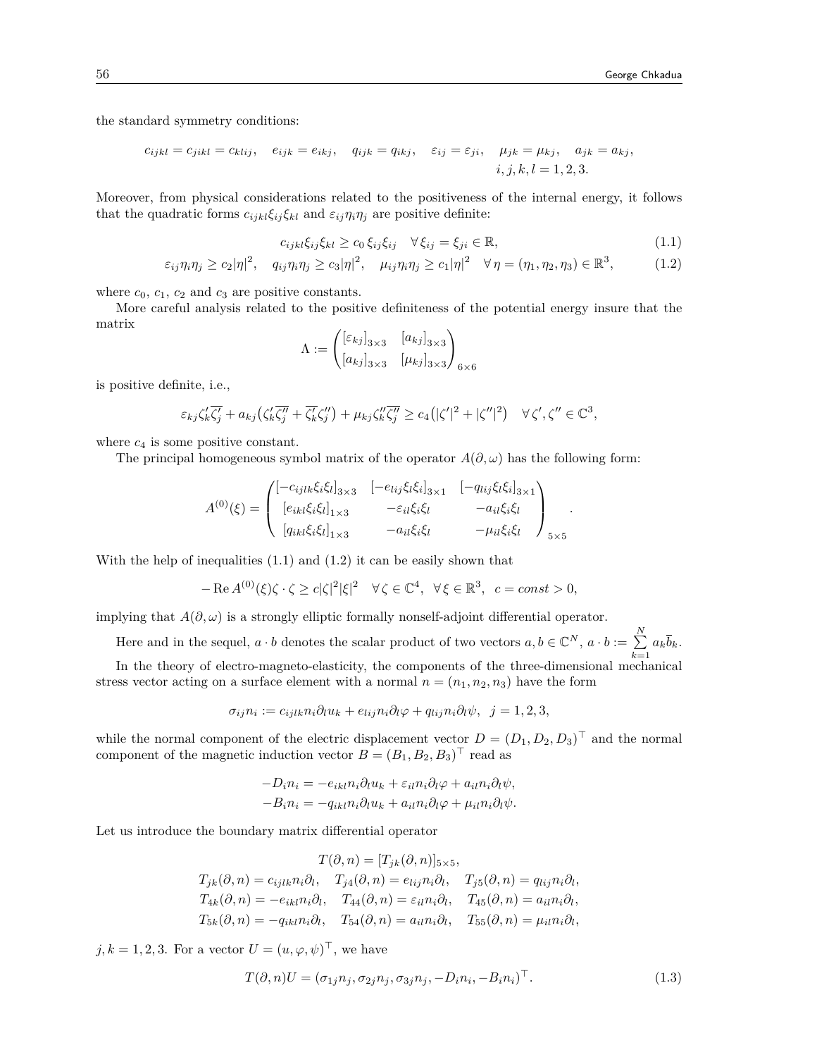the standard symmetry conditions:

$$c_{ijkl} = c_{jikl} = c_{klij}, \quad e_{ijk} = e_{ikj}, \quad q_{ijk} = q_{ikj}, \quad \varepsilon_{ij} = \varepsilon_{ji}, \quad \mu_{jk} = \mu_{kj}, \quad a_{jk} = a_{kj}, \quad i,j,k,l = 1,2,3.$$

Moreover, from physical considerations related to the positiveness of the internal energy, it follows that the quadratic forms $c_{ijkl}\xi_{ij}\xi_{kl}$ and $\varepsilon_{ij}\eta_i\eta_j$ are positive definite:

$$c_{ijkl}\xi_{ij}\xi_{kl} \geq c_0\, \xi_{ij}\xi_{ij} \quad \forall\, \xi_{ij} = \xi_{ji} \in \mathbb{R}, \tag{1.1}$$

$$\varepsilon_{ij}\eta_i\eta_j \geq c_2|\eta|^2, \quad q_{ij}\eta_i\eta_j \geq c_3|\eta|^2, \quad \mu_{ij}\eta_i\eta_j \geq c_1|\eta|^2 \quad \forall\, \eta = (\eta_1, \eta_2, \eta_3) \in \mathbb{R}^3, \tag{1.2}$$

where $c_0$, $c_1$, $c_2$ and $c_3$ are positive constants.

More careful analysis related to the positive definiteness of the potential energy insure that the matrix

$$\Lambda := \begin{pmatrix} [\varepsilon_{kj}]_{3\times 3} & [a_{kj}]_{3\times 3} \\ [a_{kj}]_{3\times 3} & [\mu_{kj}]_{3\times 3} \end{pmatrix}_{6\times 6}$$

is positive definite, i.e.,

$$\varepsilon_{kj}\zeta_k'\overline{\zeta_j'} + a_{kj}\big(\zeta_k'\overline{\zeta_j''} + \overline{\zeta_k'}\zeta_j''\big) + \mu_{kj}\zeta_k''\overline{\zeta_j''} \geq c_4\big(|\zeta'|^2 + |\zeta''|^2\big) \quad \forall\, \zeta', \zeta'' \in \mathbb{C}^3,$$

where $c_4$ is some positive constant.

The principal homogeneous symbol matrix of the operator $A(\partial, \omega)$ has the following form:

$$A^{(0)}(\xi) = \begin{pmatrix} [-c_{ijlk}\xi_i\xi_l]_{3\times 3} & [-e_{lij}\xi_l\xi_i]_{3\times 1} & [-q_{lij}\xi_l\xi_i]_{3\times 1} \\ [e_{ikl}\xi_i\xi_l]_{1\times 3} & -\varepsilon_{il}\xi_i\xi_l & -a_{il}\xi_i\xi_l \\ [q_{ikl}\xi_i\xi_l]_{1\times 3} & -a_{il}\xi_i\xi_l & -\mu_{il}\xi_i\xi_l \end{pmatrix}_{5\times 5}.$$

With the help of inequalities (1.1) and (1.2) it can be easily shown that

$$-\operatorname{Re} A^{(0)}(\xi)\zeta \cdot \zeta \geq c|\zeta|^2|\xi|^2 \quad \forall\, \zeta \in \mathbb{C}^4, \ \ \forall\, \xi \in \mathbb{R}^3, \ \ c = const > 0,$$

implying that $A(\partial, \omega)$ is a strongly elliptic formally nonself-adjoint differential operator.

Here and in the sequel, $a \cdot b$ denotes the scalar product of two vectors $a, b \in \mathbb{C}^N$, $a \cdot b := \sum\limits_{k=1}^{N} a_k \overline{b}_k$.

In the theory of electro-magneto-elasticity, the components of the three-dimensional mechanical stress vector acting on a surface element with a normal $n = (n_1, n_2, n_3)$ have the form

$$\sigma_{ij}n_i := c_{ijlk}n_i\partial_l u_k + e_{lij}n_i\partial_l\varphi + q_{lij}n_i\partial_l\psi, \ \ j = 1,2,3,$$

while the normal component of the electric displacement vector $D = (D_1, D_2, D_3)^\top$ and the normal component of the magnetic induction vector $B = (B_1, B_2, B_3)^\top$ read as

$$-D_i n_i = -e_{ikl}n_i\partial_l u_k + \varepsilon_{il}n_i\partial_l\varphi + a_{il}n_i\partial_l\psi,$$
$$-B_i n_i = -q_{ikl}n_i\partial_l u_k + a_{il}n_i\partial_l\varphi + \mu_{il}n_i\partial_l\psi.$$

Let us introduce the boundary matrix differential operator

$$T(\partial, n) = [T_{jk}(\partial, n)]_{5\times 5},$$
$$T_{jk}(\partial, n) = c_{ijlk}n_i\partial_l, \quad T_{j4}(\partial, n) = e_{lij}n_i\partial_l, \quad T_{j5}(\partial, n) = q_{lij}n_i\partial_l,$$
$$T_{4k}(\partial, n) = -e_{ikl}n_i\partial_l, \quad T_{44}(\partial, n) = \varepsilon_{il}n_i\partial_l, \quad T_{45}(\partial, n) = a_{il}n_i\partial_l,$$
$$T_{5k}(\partial, n) = -q_{ikl}n_i\partial_l, \quad T_{54}(\partial, n) = a_{il}n_i\partial_l, \quad T_{55}(\partial, n) = \mu_{il}n_i\partial_l,$$

$j, k = 1,2,3$. For a vector $U = (u, \varphi, \psi)^\top$, we have

$$T(\partial, n)U = (\sigma_{1j}n_j, \sigma_{2j}n_j, \sigma_{3j}n_j, -D_i n_i, -B_i n_i)^\top. \tag{1.3}$$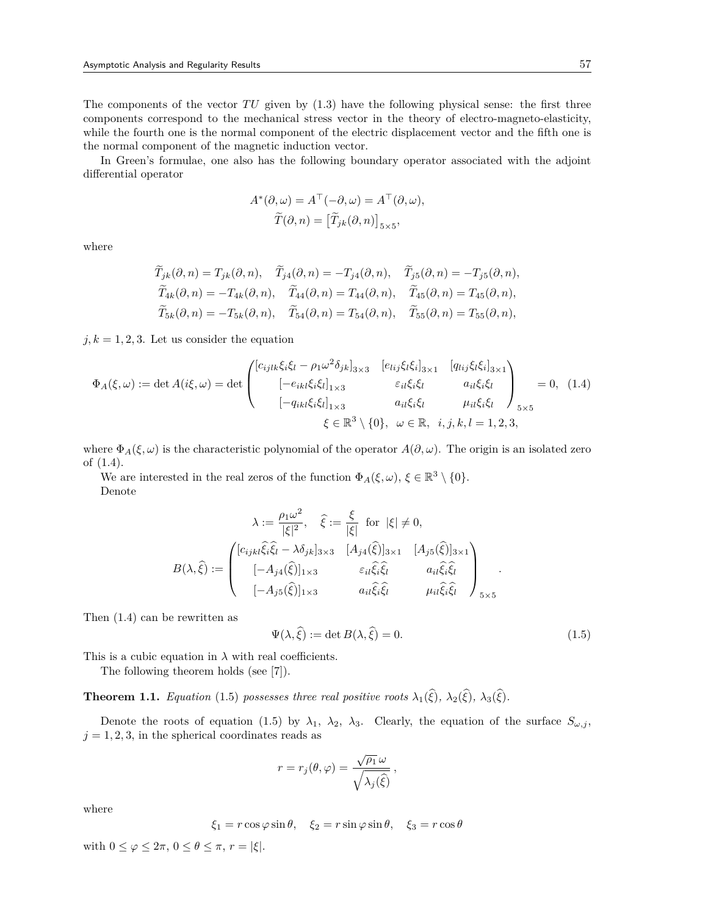The components of the vector $TU$ given by (1.3) have the following physical sense: the first three components correspond to the mechanical stress vector in the theory of electro-magneto-elasticity, while the fourth one is the normal component of the electric displacement vector and the fifth one is the normal component of the magnetic induction vector.

In Green's formulae, one also has the following boundary operator associated with the adjoint differential operator

$$A^*(\partial,\omega) = A^\top(-\partial,\omega) = A^\top(\partial,\omega),$$
$$\widetilde{T}(\partial,n) = \big[\widetilde{T}_{jk}(\partial,n)\big]_{5\times 5},$$

where

$$\widetilde{T}_{jk}(\partial,n) = T_{jk}(\partial,n), \quad \widetilde{T}_{j4}(\partial,n) = -T_{j4}(\partial,n), \quad \widetilde{T}_{j5}(\partial,n) = -T_{j5}(\partial,n),$$
$$\widetilde{T}_{4k}(\partial,n) = -T_{4k}(\partial,n), \quad \widetilde{T}_{44}(\partial,n) = T_{44}(\partial,n), \quad \widetilde{T}_{45}(\partial,n) = T_{45}(\partial,n),$$
$$\widetilde{T}_{5k}(\partial,n) = -T_{5k}(\partial,n), \quad \widetilde{T}_{54}(\partial,n) = T_{54}(\partial,n), \quad \widetilde{T}_{55}(\partial,n) = T_{55}(\partial,n),$$

$j,k = 1,2,3$. Let us consider the equation

$$\Phi_A(\xi,\omega) := \det A(i\xi,\omega) = \det \begin{pmatrix} [c_{ijlk}\xi_i\xi_l - \rho_1\omega^2\delta_{jk}]_{3\times 3} & [e_{lij}\xi_l\xi_i]_{3\times 1} & [q_{lij}\xi_l\xi_i]_{3\times 1} \\ [-e_{ikl}\xi_i\xi_l]_{1\times 3} & \varepsilon_{il}\xi_i\xi_l & a_{il}\xi_i\xi_l \\ [-q_{ikl}\xi_i\xi_l]_{1\times 3} & a_{il}\xi_i\xi_l & \mu_{il}\xi_i\xi_l \end{pmatrix}_{5\times 5} = 0, \quad (1.4)$$
$$\xi \in \mathbb{R}^3\setminus\{0\}, \ \ \omega\in\mathbb{R}, \ \ i,j,k,l = 1,2,3,$$

where $\Phi_A(\xi,\omega)$ is the characteristic polynomial of the operator $A(\partial,\omega)$. The origin is an isolated zero of (1.4).

We are interested in the real zeros of the function $\Phi_A(\xi,\omega)$, $\xi\in\mathbb{R}^3\setminus\{0\}$.

Denote

$$\lambda := \frac{\rho_1\omega^2}{|\xi|^2}, \quad \widehat{\xi} := \frac{\xi}{|\xi|} \ \text{ for } \ |\xi|\neq 0,$$
$$B(\lambda,\widehat{\xi}) := \begin{pmatrix} [c_{ijkl}\widehat{\xi}_i\widehat{\xi}_l - \lambda\delta_{jk}]_{3\times 3} & [A_{j4}(\widehat{\xi})]_{3\times 1} & [A_{j5}(\widehat{\xi})]_{3\times 1} \\ [-A_{j4}(\widehat{\xi})]_{1\times 3} & \varepsilon_{il}\widehat{\xi}_i\widehat{\xi}_l & a_{il}\widehat{\xi}_i\widehat{\xi}_l \\ [-A_{j5}(\widehat{\xi})]_{1\times 3} & a_{il}\widehat{\xi}_i\widehat{\xi}_l & \mu_{il}\widehat{\xi}_i\widehat{\xi}_l \end{pmatrix}_{5\times 5}.$$

Then (1.4) can be rewritten as

$$\Psi(\lambda,\widehat{\xi}) := \det B(\lambda,\widehat{\xi}) = 0. \quad (1.5)$$

This is a cubic equation in $\lambda$ with real coefficients.

The following theorem holds (see [7]).

**Theorem 1.1.** *Equation* (1.5) *possesses three real positive roots* $\lambda_1(\widehat{\xi})$, $\lambda_2(\widehat{\xi})$, $\lambda_3(\widehat{\xi})$.

Denote the roots of equation (1.5) by $\lambda_1$, $\lambda_2$, $\lambda_3$. Clearly, the equation of the surface $S_{\omega,j}$, $j=1,2,3$, in the spherical coordinates reads as

$$r = r_j(\theta,\varphi) = \frac{\sqrt{\rho_1}\,\omega}{\sqrt{\lambda_j(\widehat{\xi})}}\,,$$

where

$$\xi_1 = r\cos\varphi\sin\theta, \quad \xi_2 = r\sin\varphi\sin\theta, \quad \xi_3 = r\cos\theta$$

with $0\le\varphi\le 2\pi$, $0\le\theta\le\pi$, $r = |\xi|$.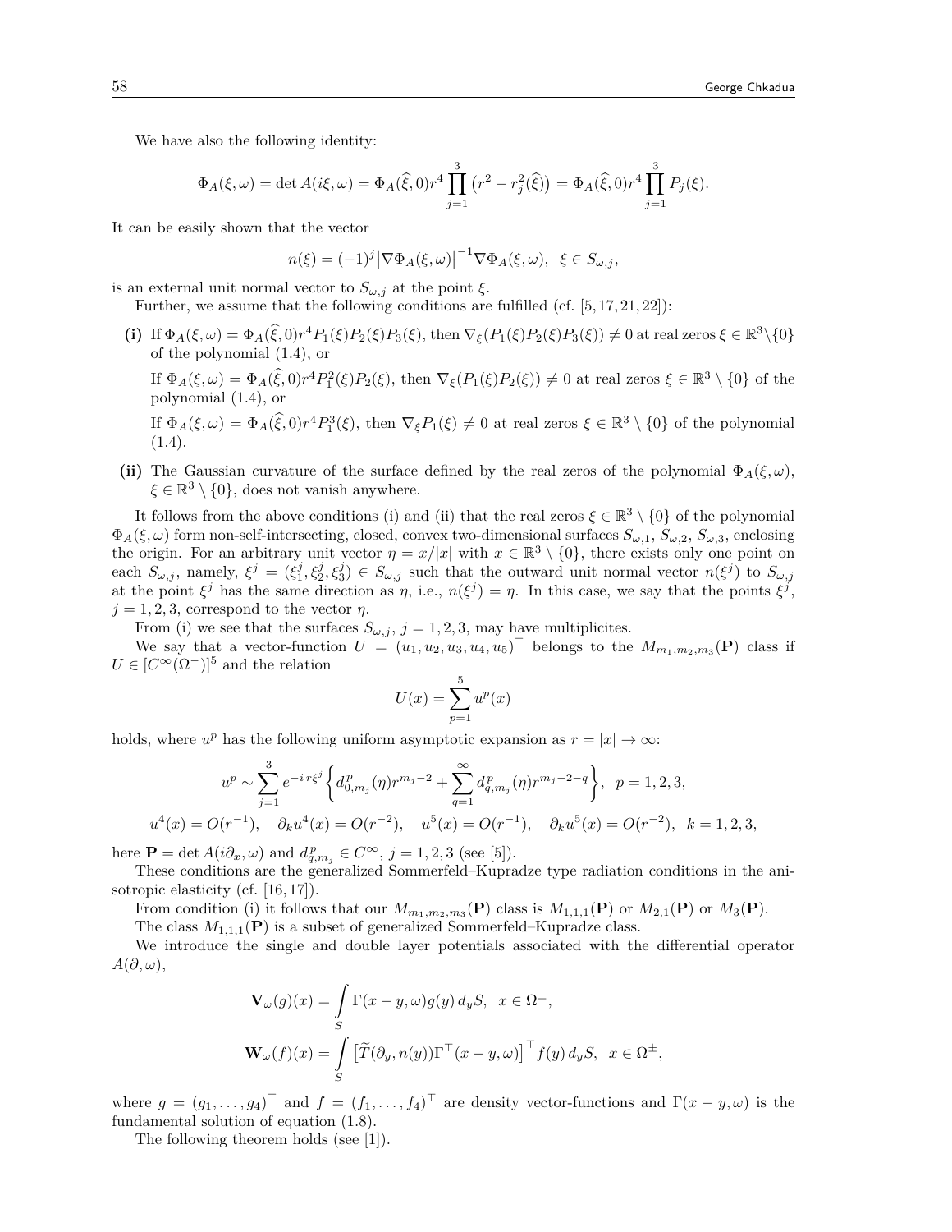We have also the following identity:

$$\Phi_A(\xi,\omega) = \det A(i\xi,\omega) = \Phi_A(\widehat{\xi},0) r^4 \prod_{j=1}^{3} \big(r^2 - r_j^2(\widehat{\xi})\big) = \Phi_A(\widehat{\xi},0) r^4 \prod_{j=1}^{3} P_j(\xi).$$

It can be easily shown that the vector

$$n(\xi) = (-1)^j \big|\nabla \Phi_A(\xi,\omega)\big|^{-1} \nabla \Phi_A(\xi,\omega), \ \ \xi \in S_{\omega,j},$$

is an external unit normal vector to $S_{\omega,j}$ at the point $\xi$.

Further, we assume that the following conditions are fulfilled (cf. [5,17,21,22]):

**(i)** If $\Phi_A(\xi,\omega) = \Phi_A(\widehat{\xi},0) r^4 P_1(\xi) P_2(\xi) P_3(\xi)$, then $\nabla_\xi (P_1(\xi) P_2(\xi) P_3(\xi)) \neq 0$ at real zeros $\xi \in \mathbb{R}^3 \setminus \{0\}$ of the polynomial (1.4), or

If $\Phi_A(\xi,\omega) = \Phi_A(\widehat{\xi},0) r^4 P_1^2(\xi) P_2(\xi)$, then $\nabla_\xi (P_1(\xi) P_2(\xi)) \neq 0$ at real zeros $\xi \in \mathbb{R}^3 \setminus \{0\}$ of the polynomial (1.4), or

If $\Phi_A(\xi,\omega) = \Phi_A(\widehat{\xi},0) r^4 P_1^3(\xi)$, then $\nabla_\xi P_1(\xi) \neq 0$ at real zeros $\xi \in \mathbb{R}^3 \setminus \{0\}$ of the polynomial (1.4).

**(ii)** The Gaussian curvature of the surface defined by the real zeros of the polynomial $\Phi_A(\xi,\omega)$, $\xi \in \mathbb{R}^3 \setminus \{0\}$, does not vanish anywhere.

It follows from the above conditions (i) and (ii) that the real zeros $\xi \in \mathbb{R}^3 \setminus \{0\}$ of the polynomial $\Phi_A(\xi,\omega)$ form non-self-intersecting, closed, convex two-dimensional surfaces $S_{\omega,1}$, $S_{\omega,2}$, $S_{\omega,3}$, enclosing the origin. For an arbitrary unit vector $\eta = x/|x|$ with $x \in \mathbb{R}^3 \setminus \{0\}$, there exists only one point on each $S_{\omega,j}$, namely, $\xi^j = (\xi_1^j, \xi_2^j, \xi_3^j) \in S_{\omega,j}$ such that the outward unit normal vector $n(\xi^j)$ to $S_{\omega,j}$ at the point $\xi^j$ has the same direction as $\eta$, i.e., $n(\xi^j) = \eta$. In this case, we say that the points $\xi^j$, $j = 1,2,3$, correspond to the vector $\eta$.

From (i) we see that the surfaces $S_{\omega,j}$, $j = 1,2,3$, may have multiplicites.

We say that a vector-function $U = (u_1,u_2,u_3,u_4,u_5)^\top$ belongs to the $M_{m_1,m_2,m_3}(\mathbf{P})$ class if $U \in [C^\infty(\Omega^-)]^5$ and the relation

$$U(x) = \sum_{p=1}^{5} u^p(x)$$

holds, where $u^p$ has the following uniform asymptotic expansion as $r = |x| \to \infty$:

$$u^p \sim \sum_{j=1}^{3} e^{-i\, r\xi^j} \bigg\{ d_{0,m_j}^p(\eta) r^{m_j - 2} + \sum_{q=1}^{\infty} d_{q,m_j}^p(\eta) r^{m_j - 2 - q} \bigg\}, \ \ p = 1,2,3,$$

$$u^4(x) = O(r^{-1}), \quad \partial_k u^4(x) = O(r^{-2}), \quad u^5(x) = O(r^{-1}), \quad \partial_k u^5(x) = O(r^{-2}), \ \ k = 1,2,3,$$

here $\mathbf{P} = \det A(i\partial_x,\omega)$ and $d_{q,m_j}^p \in C^\infty$, $j = 1,2,3$ (see [5]).

These conditions are the generalized Sommerfeld–Kupradze type radiation conditions in the anisotropic elasticity (cf. [16,17]).

From condition (i) it follows that our $M_{m_1,m_2,m_3}(\mathbf{P})$ class is $M_{1,1,1}(\mathbf{P})$ or $M_{2,1}(\mathbf{P})$ or $M_3(\mathbf{P})$.

The class $M_{1,1,1}(\mathbf{P})$ is a subset of generalized Sommerfeld–Kupradze class.

We introduce the single and double layer potentials associated with the differential operator $A(\partial,\omega)$,

$$\mathbf{V}_\omega(g)(x) = \int_S \Gamma(x-y,\omega) g(y)\, d_yS, \ \ x \in \Omega^\pm,$$

$$\mathbf{W}_\omega(f)(x) = \int_S \big[\widetilde{T}(\partial_y, n(y)) \Gamma^\top(x-y,\omega)\big]^\top f(y)\, d_yS, \ \ x \in \Omega^\pm,$$

where $g = (g_1,\dots,g_4)^\top$ and $f = (f_1,\dots,f_4)^\top$ are density vector-functions and $\Gamma(x-y,\omega)$ is the fundamental solution of equation (1.8).

The following theorem holds (see [1]).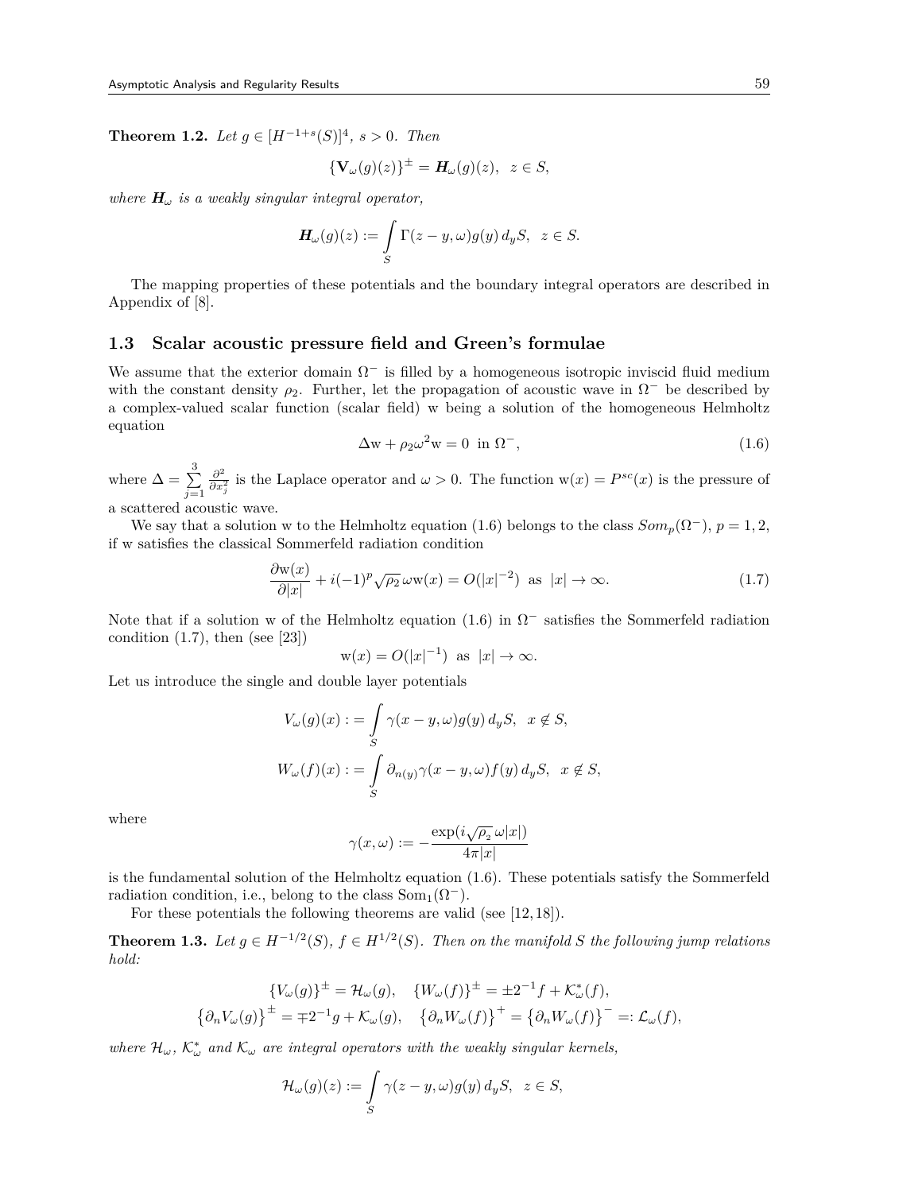**Theorem 1.2.** *Let* $g \in [H^{-1+s}(S)]^4$*,* $s > 0$*. Then*

$$\{\mathbf{V}_\omega(g)(z)\}^\pm = \boldsymbol{H}_\omega(g)(z), \quad z \in S,$$

*where* $\boldsymbol{H}_\omega$ *is a weakly singular integral operator,*

$$\boldsymbol{H}_\omega(g)(z) := \int\limits_S \Gamma(z-y,\omega) g(y)\, d_y S, \quad z \in S.$$

The mapping properties of these potentials and the boundary integral operators are described in Appendix of [8].

### 1.3 Scalar acoustic pressure field and Green's formulae

We assume that the exterior domain $\Omega^-$ is filled by a homogeneous isotropic inviscid fluid medium with the constant density $\rho_2$. Further, let the propagation of acoustic wave in $\Omega^-$ be described by a complex-valued scalar function (scalar field) w being a solution of the homogeneous Helmholtz equation

$$\Delta \mathrm{w} + \rho_2 \omega^2 \mathrm{w} = 0 \ \text{ in } \Omega^-, \tag{1.6}$$

where $\Delta = \sum\limits_{j=1}^{3} \frac{\partial^2}{\partial x_j^2}$ is the Laplace operator and $\omega > 0$. The function $\mathrm{w}(x) = P^{sc}(x)$ is the pressure of a scattered acoustic wave.

We say that a solution w to the Helmholtz equation (1.6) belongs to the class $Som_p(\Omega^-)$, $p = 1, 2$, if w satisfies the classical Sommerfeld radiation condition

$$\frac{\partial \mathrm{w}(x)}{\partial |x|} + i(-1)^p \sqrt{\rho_2}\, \omega \mathrm{w}(x) = O(|x|^{-2}) \ \text{ as } \ |x| \to \infty. \tag{1.7}$$

Note that if a solution w of the Helmholtz equation (1.6) in $\Omega^-$ satisfies the Sommerfeld radiation condition (1.7), then (see [23])

$$\mathrm{w}(x) = O(|x|^{-1}) \ \text{ as } \ |x| \to \infty.$$

Let us introduce the single and double layer potentials

$$V_\omega(g)(x) := \int\limits_S \gamma(x-y,\omega) g(y)\, d_y S, \quad x \notin S,$$

$$W_\omega(f)(x) := \int\limits_S \partial_{n(y)} \gamma(x-y,\omega) f(y)\, d_y S, \quad x \notin S,$$

where

$$\gamma(x,\omega) := -\frac{\exp(i\sqrt{\rho_2}\, \omega |x|)}{4\pi |x|}$$

is the fundamental solution of the Helmholtz equation (1.6). These potentials satisfy the Sommerfeld radiation condition, i.e., belong to the class $\mathrm{Som}_1(\Omega^-)$.

For these potentials the following theorems are valid (see [12, 18]).

**Theorem 1.3.** *Let* $g \in H^{-1/2}(S)$*,* $f \in H^{1/2}(S)$*. Then on the manifold* $S$ *the following jump relations hold:*

$$\{V_\omega(g)\}^\pm = \mathcal{H}_\omega(g), \quad \{W_\omega(f)\}^\pm = \pm 2^{-1} f + \mathcal{K}_\omega^*(f),$$

$$\big\{\partial_n V_\omega(g)\big\}^\pm = \mp 2^{-1} g + \mathcal{K}_\omega(g), \quad \big\{\partial_n W_\omega(f)\big\}^+ = \big\{\partial_n W_\omega(f)\big\}^- =: \mathcal{L}_\omega(f),$$

*where* $\mathcal{H}_\omega$*,* $\mathcal{K}_\omega^*$ *and* $\mathcal{K}_\omega$ *are integral operators with the weakly singular kernels,*

$$\mathcal{H}_\omega(g)(z) := \int\limits_S \gamma(z-y,\omega) g(y)\, d_y S, \quad z \in S,$$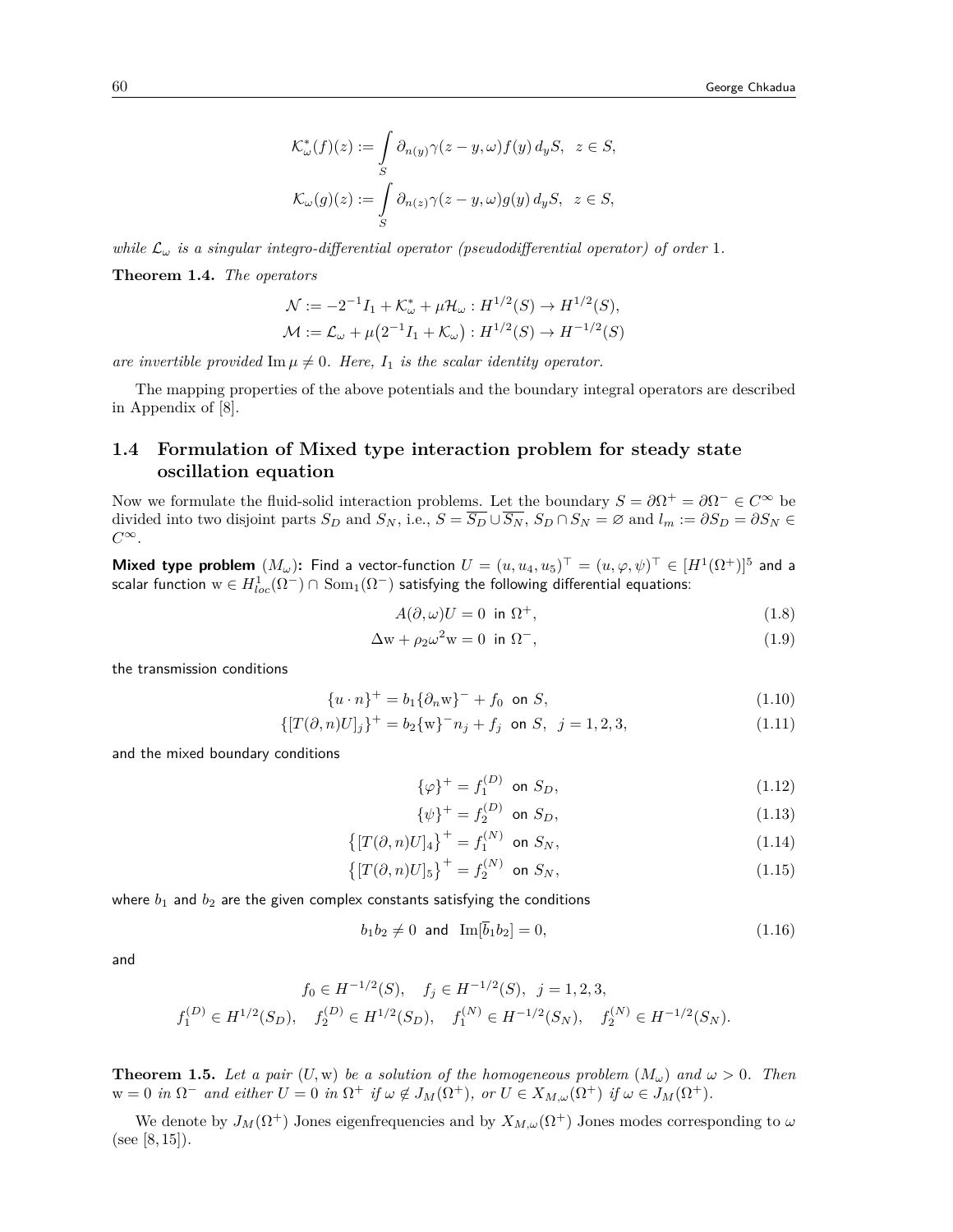$$\mathcal{K}^*_\omega(f)(z) := \int\limits_S \partial_{n(y)}\gamma(z-y,\omega)f(y)\,d_yS,\ \ z\in S,$$

$$\mathcal{K}_\omega(g)(z) := \int\limits_S \partial_{n(z)}\gamma(z-y,\omega)g(y)\,d_yS,\ \ z\in S,$$

*while* $\mathcal{L}_\omega$ *is a singular integro-differential operator (pseudodifferential operator) of order* 1.

**Theorem 1.4.** *The operators*

$$\mathcal{N} := -2^{-1}I_1 + \mathcal{K}^*_\omega + \mu\mathcal{H}_\omega : H^{1/2}(S)\to H^{1/2}(S),$$

$$\mathcal{M} := \mathcal{L}_\omega + \mu\big(2^{-1}I_1 + \mathcal{K}_\omega\big) : H^{1/2}(S)\to H^{-1/2}(S)$$

*are invertible provided* $\operatorname{Im}\mu\neq 0$. *Here,* $I_1$ *is the scalar identity operator.*

The mapping properties of the above potentials and the boundary integral operators are described in Appendix of [8].

### 1.4 Formulation of Mixed type interaction problem for steady state oscillation equation

Now we formulate the fluid-solid interaction problems. Let the boundary $S=\partial\Omega^+=\partial\Omega^-\in C^\infty$ be divided into two disjoint parts $S_D$ and $S_N$, i.e., $S=\overline{S_D}\cup\overline{S_N}$, $S_D\cap S_N=\varnothing$ and $l_m:=\partial S_D=\partial S_N\in C^\infty$.

**Mixed type problem** $(M_\omega)$**:** Find a vector-function $U=(u,u_4,u_5)^\top=(u,\varphi,\psi)^\top\in[H^1(\Omega^+)]^5$ and a scalar function $\mathrm{w}\in H^1_{loc}(\Omega^-)\cap \mathrm{Som}_1(\Omega^-)$ satisfying the following differential equations:

$$A(\partial,\omega)U=0\ \text{ in }\Omega^+, \tag{1.8}$$

$$\Delta\mathrm{w}+\rho_2\omega^2\mathrm{w}=0\ \text{ in }\Omega^-, \tag{1.9}$$

the transmission conditions

$$\{u\cdot n\}^+ = b_1\{\partial_n\mathrm{w}\}^- + f_0\ \text{ on } S, \tag{1.10}$$

$$\{[T(\partial,n)U]_j\}^+ = b_2\{\mathrm{w}\}^- n_j + f_j\ \text{ on } S,\ \ j=1,2,3, \tag{1.11}$$

and the mixed boundary conditions

$$\{\varphi\}^+ = f_1^{(D)}\ \text{ on } S_D, \tag{1.12}$$

$$\{\psi\}^+ = f_2^{(D)}\ \text{ on } S_D, \tag{1.13}$$

$$\big\{[T(\partial,n)U]_4\big\}^+ = f_1^{(N)}\ \text{ on } S_N, \tag{1.14}$$

$$\big\{[T(\partial,n)U]_5\big\}^+ = f_2^{(N)}\ \text{ on } S_N, \tag{1.15}$$

where $b_1$ and $b_2$ are the given complex constants satisfying the conditions

$$b_1b_2\neq 0\ \text{ and }\ \operatorname{Im}[\overline{b}_1b_2]=0, \tag{1.16}$$

and

$$f_0\in H^{-1/2}(S),\quad f_j\in H^{-1/2}(S),\ \ j=1,2,3,$$

$$f_1^{(D)}\in H^{1/2}(S_D),\quad f_2^{(D)}\in H^{1/2}(S_D),\quad f_1^{(N)}\in H^{-1/2}(S_N),\quad f_2^{(N)}\in H^{-1/2}(S_N).$$

**Theorem 1.5.** *Let a pair* $(U,\mathrm{w})$ *be a solution of the homogeneous problem* $(M_\omega)$ *and* $\omega>0$. *Then* $\mathrm{w}=0$ *in* $\Omega^-$ *and either* $U=0$ *in* $\Omega^+$ *if* $\omega\notin J_M(\Omega^+)$, *or* $U\in X_{M,\omega}(\Omega^+)$ *if* $\omega\in J_M(\Omega^+)$.

We denote by $J_M(\Omega^+)$ Jones eigenfrequencies and by $X_{M,\omega}(\Omega^+)$ Jones modes corresponding to $\omega$ (see [8,15]).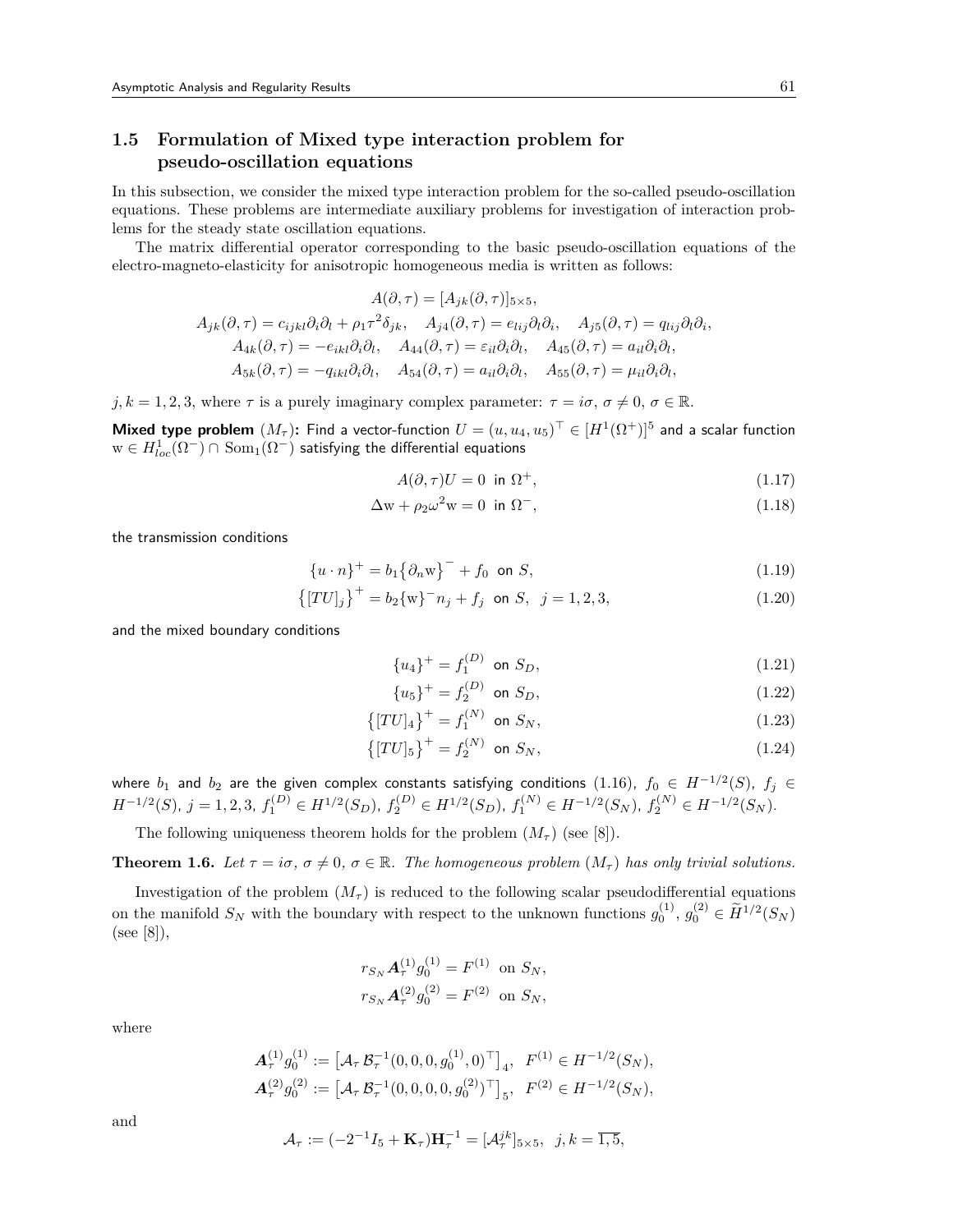## 1.5 Formulation of Mixed type interaction problem for pseudo-oscillation equations

In this subsection, we consider the mixed type interaction problem for the so-called pseudo-oscillation equations. These problems are intermediate auxiliary problems for investigation of interaction problems for the steady state oscillation equations.

The matrix differential operator corresponding to the basic pseudo-oscillation equations of the electro-magneto-elasticity for anisotropic homogeneous media is written as follows:

$$
\begin{gathered}
A(\partial,\tau)=[A_{jk}(\partial,\tau)]_{5\times 5},\\
A_{jk}(\partial,\tau)=c_{ijkl}\partial_i\partial_l+\rho_1\tau^2\delta_{jk},\quad A_{j4}(\partial,\tau)=e_{lij}\partial_l\partial_i,\quad A_{j5}(\partial,\tau)=q_{lij}\partial_l\partial_i,\\
A_{4k}(\partial,\tau)=-e_{ikl}\partial_i\partial_l,\quad A_{44}(\partial,\tau)=\varepsilon_{il}\partial_i\partial_l,\quad A_{45}(\partial,\tau)=a_{il}\partial_i\partial_l,\\
A_{5k}(\partial,\tau)=-q_{ikl}\partial_i\partial_l,\quad A_{54}(\partial,\tau)=a_{il}\partial_i\partial_l,\quad A_{55}(\partial,\tau)=\mu_{il}\partial_i\partial_l,
\end{gathered}
$$

$j,k=1,2,3$, where $\tau$ is a purely imaginary complex parameter: $\tau=i\sigma$, $\sigma\neq 0$, $\sigma\in\mathbb{R}$.

**Mixed type problem** $(M_\tau)$**:** Find a vector-function $U=(u,u_4,u_5)^\top\in[H^1(\Omega^+)]^5$ and a scalar function $\mathrm{w}\in H^1_{loc}(\Omega^-)\cap \mathrm{Som}_1(\Omega^-)$ satisfying the differential equations

$$
A(\partial,\tau)U=0\ \text{ in } \Omega^+, \tag{1.17}
$$

$$
\Delta\mathrm{w}+\rho_2\omega^2\mathrm{w}=0\ \text{ in } \Omega^-, \tag{1.18}
$$

the transmission conditions

$$
\{u\cdot n\}^+=b_1\big\{\partial_n\mathrm{w}\big\}^-+f_0\ \text{ on } S, \tag{1.19}
$$

$$
\big\{[TU]_j\big\}^+=b_2\{\mathrm{w}\}^-n_j+f_j\ \text{ on } S,\quad j=1,2,3, \tag{1.20}
$$

and the mixed boundary conditions

$$
\{u_4\}^+=f_1^{(D)}\ \text{ on } S_D, \tag{1.21}
$$

$$
\{u_5\}^+=f_2^{(D)}\ \text{ on } S_D, \tag{1.22}
$$

$$
\big\{[TU]_4\big\}^+=f_1^{(N)}\ \text{ on } S_N, \tag{1.23}
$$

$$
\big\{[TU]_5\big\}^+=f_2^{(N)}\ \text{ on } S_N, \tag{1.24}
$$

where $b_1$ and $b_2$ are the given complex constants satisfying conditions (1.16), $f_0\in H^{-1/2}(S)$, $f_j\in H^{-1/2}(S)$, $j=1,2,3$, $f_1^{(D)}\in H^{1/2}(S_D)$, $f_2^{(D)}\in H^{1/2}(S_D)$, $f_1^{(N)}\in H^{-1/2}(S_N)$, $f_2^{(N)}\in H^{-1/2}(S_N)$.

The following uniqueness theorem holds for the problem $(M_\tau)$ (see [8]).

**Theorem 1.6.** *Let $\tau=i\sigma$, $\sigma\neq 0$, $\sigma\in\mathbb{R}$. The homogeneous problem $(M_\tau)$ has only trivial solutions.*

Investigation of the problem $(M_\tau)$ is reduced to the following scalar pseudodifferential equations on the manifold $S_N$ with the boundary with respect to the unknown functions $g_0^{(1)}, g_0^{(2)}\in\widetilde{H}^{1/2}(S_N)$ (see [8]),

$$
\begin{aligned}
r_{S_N}\boldsymbol{A}_\tau^{(1)}g_0^{(1)}&=F^{(1)}\ \text{ on } S_N,\\
r_{S_N}\boldsymbol{A}_\tau^{(2)}g_0^{(2)}&=F^{(2)}\ \text{ on } S_N,
\end{aligned}
$$

where

$$
\begin{aligned}
\boldsymbol{A}_\tau^{(1)}g_0^{(1)}&:=\big[\mathcal{A}_\tau\,\mathcal{B}_\tau^{-1}(0,0,0,g_0^{(1)},0)^\top\big]_4,\quad F^{(1)}\in H^{-1/2}(S_N),\\
\boldsymbol{A}_\tau^{(2)}g_0^{(2)}&:=\big[\mathcal{A}_\tau\,\mathcal{B}_\tau^{-1}(0,0,0,0,g_0^{(2)})^\top\big]_5,\quad F^{(2)}\in H^{-1/2}(S_N),
\end{aligned}
$$

and

$$
\mathcal{A}_\tau:=(-2^{-1}I_5+\mathbf{K}_\tau)\mathbf{H}_\tau^{-1}=[\mathcal{A}_\tau^{jk}]_{5\times 5},\quad j,k=\overline{1,5},
$$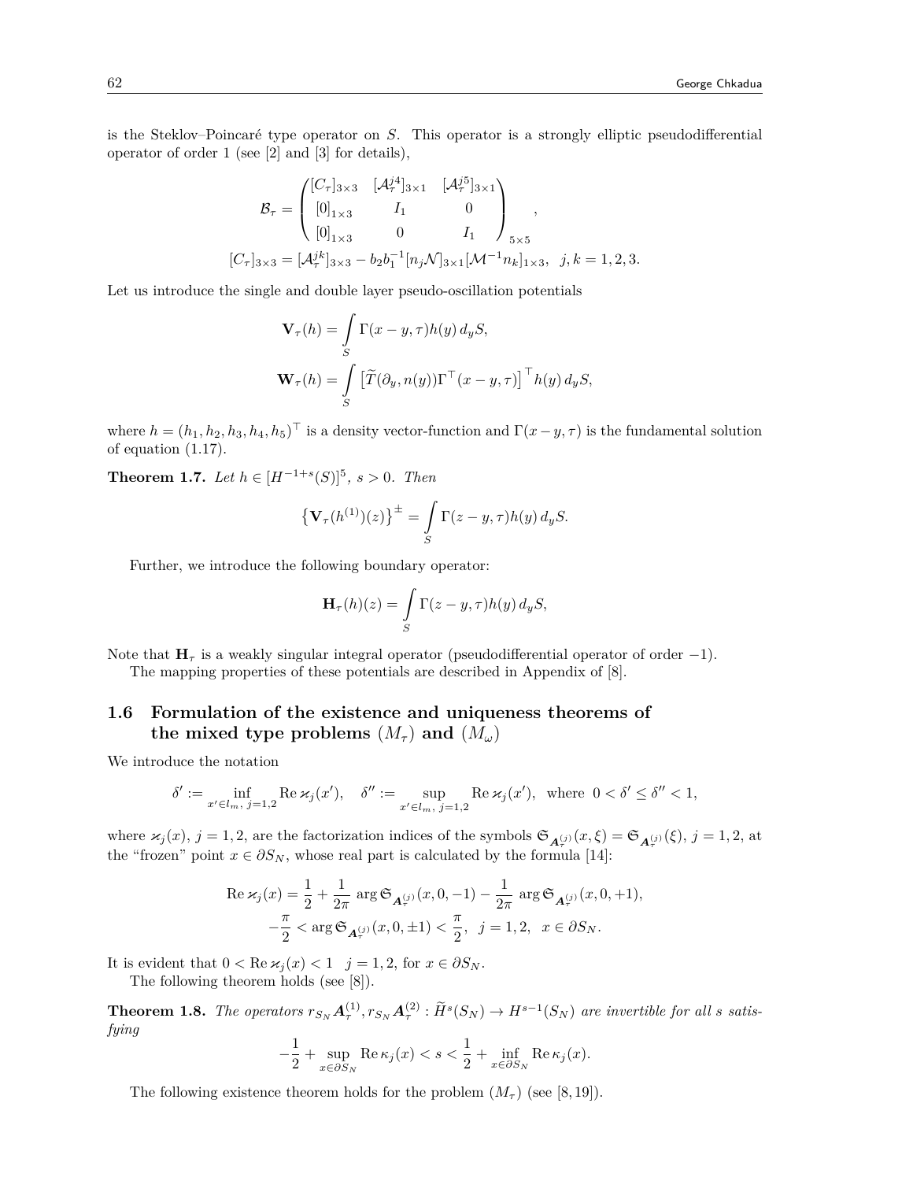is the Steklov–Poincaré type operator on $S$. This operator is a strongly elliptic pseudodifferential operator of order 1 (see [2] and [3] for details),

$$\mathcal{B}_\tau = \begin{pmatrix} [C_\tau]_{3\times 3} & [\mathcal{A}_\tau^{j4}]_{3\times 1} & [\mathcal{A}_\tau^{j5}]_{3\times 1} \\ [0]_{1\times 3} & I_1 & 0 \\ [0]_{1\times 3} & 0 & I_1 \end{pmatrix}_{5\times 5},$$

$$[C_\tau]_{3\times 3} = [\mathcal{A}_\tau^{jk}]_{3\times 3} - b_2 b_1^{-1} [n_j \mathcal{N}]_{3\times 1} [\mathcal{M}^{-1} n_k]_{1\times 3}, \quad j,k = 1,2,3.$$

Let us introduce the single and double layer pseudo-oscillation potentials

$$\mathbf{V}_\tau(h) = \int_S \Gamma(x-y,\tau) h(y)\, d_y S,$$

$$\mathbf{W}_\tau(h) = \int_S \big[\widetilde{T}(\partial_y, n(y)) \Gamma^\top(x-y,\tau)\big]^\top h(y)\, d_y S,$$

where $h = (h_1, h_2, h_3, h_4, h_5)^\top$ is a density vector-function and $\Gamma(x-y,\tau)$ is the fundamental solution of equation (1.17).

**Theorem 1.7.** *Let $h \in [H^{-1+s}(S)]^5$, $s > 0$. Then*

$$\big\{\mathbf{V}_\tau(h^{(1)})(z)\big\}^\pm = \int_S \Gamma(z-y,\tau) h(y)\, d_y S.$$

Further, we introduce the following boundary operator:

$$\mathbf{H}_\tau(h)(z) = \int_S \Gamma(z-y,\tau) h(y)\, d_y S,$$

Note that $\mathbf{H}_\tau$ is a weakly singular integral operator (pseudodifferential operator of order $-1$).

The mapping properties of these potentials are described in Appendix of [8].

## 1.6 Formulation of the existence and uniqueness theorems of the mixed type problems $(M_\tau)$ and $(M_\omega)$

We introduce the notation

$$\delta' := \inf_{x' \in l_m,\, j=1,2} \operatorname{Re} \varkappa_j(x'), \quad \delta'' := \sup_{x' \in l_m,\, j=1,2} \operatorname{Re} \varkappa_j(x'), \ \text{ where } \ 0 < \delta' \le \delta'' < 1,$$

where $\varkappa_j(x)$, $j=1,2$, are the factorization indices of the symbols $\mathfrak{S}_{\boldsymbol{A}_\tau^{(j)}}(x,\xi) = \mathfrak{S}_{\boldsymbol{A}_\tau^{(j)}}(\xi)$, $j=1,2$, at the "frozen" point $x \in \partial S_N$, whose real part is calculated by the formula [14]:

$$\operatorname{Re} \varkappa_j(x) = \frac{1}{2} + \frac{1}{2\pi} \arg \mathfrak{S}_{\boldsymbol{A}_\tau^{(j)}}(x,0,-1) - \frac{1}{2\pi} \arg \mathfrak{S}_{\boldsymbol{A}_\tau^{(j)}}(x,0,+1),$$
$$-\frac{\pi}{2} < \arg \mathfrak{S}_{\boldsymbol{A}_\tau^{(j)}}(x,0,\pm 1) < \frac{\pi}{2}, \quad j=1,2, \quad x \in \partial S_N.$$

It is evident that $0 < \operatorname{Re} \varkappa_j(x) < 1 \quad j=1,2$, for $x \in \partial S_N$.

The following theorem holds (see [8]).

**Theorem 1.8.** *The operators $r_{S_N} \boldsymbol{A}_\tau^{(1)}, r_{S_N} \boldsymbol{A}_\tau^{(2)} : \widetilde{H}^s(S_N) \to H^{s-1}(S_N)$ are invertible for all $s$ satisfying*

$$-\frac{1}{2} + \sup_{x \in \partial S_N} \operatorname{Re} \kappa_j(x) < s < \frac{1}{2} + \inf_{x \in \partial S_N} \operatorname{Re} \kappa_j(x).$$

The following existence theorem holds for the problem $(M_\tau)$ (see [8,19]).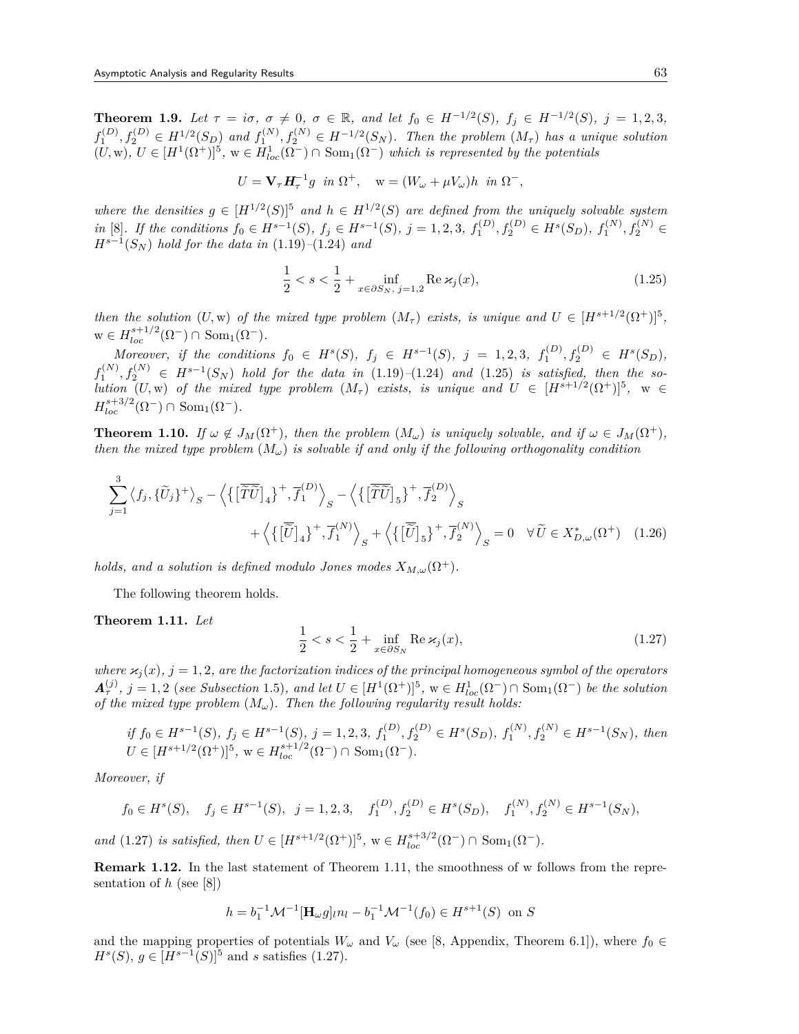**Theorem 1.9.** *Let $\tau = i\sigma$, $\sigma \neq 0$, $\sigma \in \mathbb{R}$, and let $f_0 \in H^{-1/2}(S)$, $f_j \in H^{-1/2}(S)$, $j = 1, 2, 3$, $f_1^{(D)}, f_2^{(D)} \in H^{1/2}(S_D)$ and $f_1^{(N)}, f_2^{(N)} \in H^{-1/2}(S_N)$. Then the problem $(M_\tau)$ has a unique solution $(U, \mathrm{w})$, $U \in [H^1(\Omega^+)]^5$, $\mathrm{w} \in H^1_{loc}(\Omega^-) \cap \mathrm{Som}_1(\Omega^-)$ which is represented by the potentials*

$$U = \mathbf{V}_\tau \boldsymbol{H}_\tau^{-1} g \ \text{ in } \Omega^+, \quad \mathrm{w} = (W_\omega + \mu V_\omega) h \ \text{ in } \Omega^-,$$

*where the densities $g \in [H^{1/2}(S)]^5$ and $h \in H^{1/2}(S)$ are defined from the uniquely solvable system in [8]. If the conditions $f_0 \in H^{s-1}(S)$, $f_j \in H^{s-1}(S)$, $j = 1, 2, 3$, $f_1^{(D)}, f_2^{(D)} \in H^s(S_D)$, $f_1^{(N)}, f_2^{(N)} \in H^{s-1}(S_N)$ hold for the data in (1.19)–(1.24) and*

$$\frac{1}{2} < s < \frac{1}{2} + \inf_{x \in \partial S_N,\, j=1,2} \operatorname{Re} \varkappa_j(x), \tag{1.25}$$

*then the solution $(U, \mathrm{w})$ of the mixed type problem $(M_\tau)$ exists, is unique and $U \in [H^{s+1/2}(\Omega^+)]^5$, $\mathrm{w} \in H^{s+1/2}_{loc}(\Omega^-) \cap \mathrm{Som}_1(\Omega^-)$.*

*Moreover, if the conditions $f_0 \in H^s(S)$, $f_j \in H^{s-1}(S)$, $j = 1, 2, 3$, $f_1^{(D)}, f_2^{(D)} \in H^s(S_D)$, $f_1^{(N)}, f_2^{(N)} \in H^{s-1}(S_N)$ hold for the data in (1.19)–(1.24) and (1.25) is satisfied, then the solution $(U, \mathrm{w})$ of the mixed type problem $(M_\tau)$ exists, is unique and $U \in [H^{s+1/2}(\Omega^+)]^5$, $\mathrm{w} \in H^{s+3/2}_{loc}(\Omega^-) \cap \mathrm{Som}_1(\Omega^-)$.*

**Theorem 1.10.** *If $\omega \notin J_M(\Omega^+)$, then the problem $(M_\omega)$ is uniquely solvable, and if $\omega \in J_M(\Omega^+)$, then the mixed type problem $(M_\omega)$ is solvable if and only if the following orthogonality condition*

$$\sum_{j=1}^{3} \big\langle f_j, \{\widetilde{U}_j\}^+ \big\rangle_S - \Big\langle \big\{ \big[\overline{\widetilde{T}\widetilde{U}}\big]_4 \big\}^+, \overline{f}_1^{(D)} \Big\rangle_S - \Big\langle \big\{ \big[\overline{\widetilde{T}\widetilde{U}}\big]_5 \big\}^+, \overline{f}_2^{(D)} \Big\rangle_S + \Big\langle \big\{ \big[\overline{\widetilde{U}}\big]_4 \big\}^+, \overline{f}_1^{(N)} \Big\rangle_S + \Big\langle \big\{ \big[\overline{\widetilde{U}}\big]_5 \big\}^+, \overline{f}_2^{(N)} \Big\rangle_S = 0 \quad \forall\, \widetilde{U} \in X^*_{D,\omega}(\Omega^+) \tag{1.26}$$

*holds, and a solution is defined modulo Jones modes $X_{M,\omega}(\Omega^+)$.*

The following theorem holds.

**Theorem 1.11.** *Let*

$$\frac{1}{2} < s < \frac{1}{2} + \inf_{x \in \partial S_N} \operatorname{Re} \varkappa_j(x), \tag{1.27}$$

*where $\varkappa_j(x)$, $j = 1, 2$, are the factorization indices of the principal homogeneous symbol of the operators $\boldsymbol{A}_\tau^{(j)}$, $j = 1, 2$ (see Subsection 1.5), and let $U \in [H^1(\Omega^+)]^5$, $\mathrm{w} \in H^1_{loc}(\Omega^-) \cap \mathrm{Som}_1(\Omega^-)$ be the solution of the mixed type problem $(M_\omega)$. Then the following regularity result holds:*

*if $f_0 \in H^{s-1}(S)$, $f_j \in H^{s-1}(S)$, $j = 1, 2, 3$, $f_1^{(D)}, f_2^{(D)} \in H^s(S_D)$, $f_1^{(N)}, f_2^{(N)} \in H^{s-1}(S_N)$, then $U \in [H^{s+1/2}(\Omega^+)]^5$, $\mathrm{w} \in H^{s+1/2}_{loc}(\Omega^-) \cap \mathrm{Som}_1(\Omega^-)$.*

*Moreover, if*

$$f_0 \in H^s(S), \quad f_j \in H^{s-1}(S), \quad j = 1, 2, 3, \quad f_1^{(D)}, f_2^{(D)} \in H^s(S_D), \quad f_1^{(N)}, f_2^{(N)} \in H^{s-1}(S_N),$$

*and (1.27) is satisfied, then $U \in [H^{s+1/2}(\Omega^+)]^5$, $\mathrm{w} \in H^{s+3/2}_{loc}(\Omega^-) \cap \mathrm{Som}_1(\Omega^-)$.*

**Remark 1.12.** In the last statement of Theorem 1.11, the smoothness of w follows from the representation of $h$ (see [8])

$$h = b_1^{-1} \mathcal{M}^{-1} [\mathbf{H}_\omega g]_l n_l - b_1^{-1} \mathcal{M}^{-1}(f_0) \in H^{s+1}(S) \ \text{ on } S$$

and the mapping properties of potentials $W_\omega$ and $V_\omega$ (see [8, Appendix, Theorem 6.1]), where $f_0 \in H^s(S)$, $g \in [H^{s-1}(S)]^5$ and $s$ satisfies (1.27).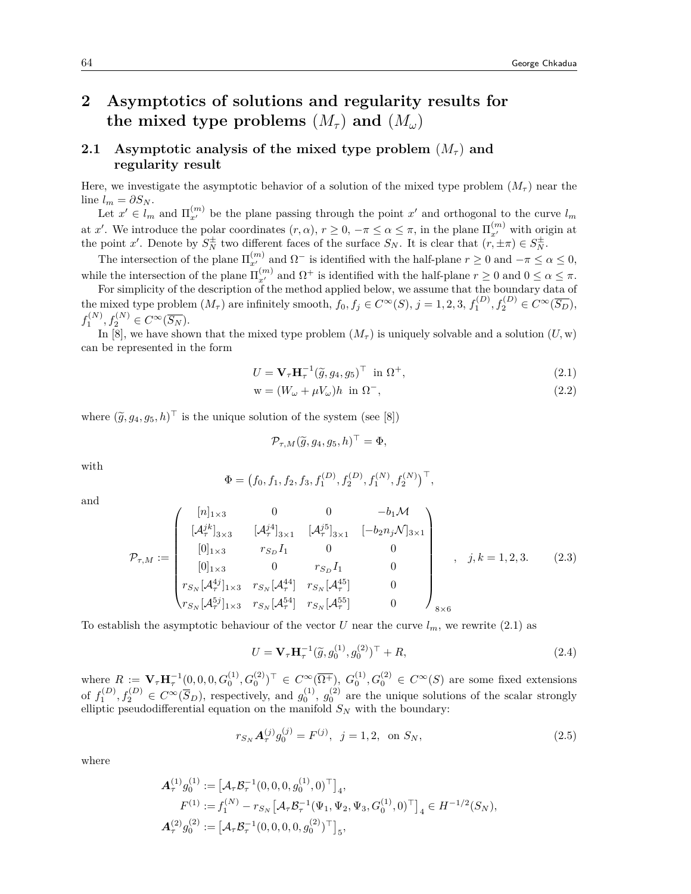## 2 Asymptotics of solutions and regularity results for the mixed type problems $(M_\tau)$ and $(M_\omega)$

### 2.1 Asymptotic analysis of the mixed type problem $(M_\tau)$ and regularity result

Here, we investigate the asymptotic behavior of a solution of the mixed type problem $(M_\tau)$ near the line $l_m = \partial S_N$.

Let $x' \in l_m$ and $\Pi^{(m)}_{x'}$ be the plane passing through the point $x'$ and orthogonal to the curve $l_m$ at $x'$. We introduce the polar coordinates $(r, \alpha)$, $r \geq 0$, $-\pi \leq \alpha \leq \pi$, in the plane $\Pi^{(m)}_{x'}$ with origin at the point $x'$. Denote by $S^{\pm}_N$ two different faces of the surface $S_N$. It is clear that $(r, \pm\pi) \in S^{\pm}_N$.

The intersection of the plane $\Pi^{(m)}_{x'}$ and $\Omega^-$ is identified with the half-plane $r \geq 0$ and $-\pi \leq \alpha \leq 0$, while the intersection of the plane $\Pi^{(m)}_{x'}$ and $\Omega^+$ is identified with the half-plane $r \geq 0$ and $0 \leq \alpha \leq \pi$.

For simplicity of the description of the method applied below, we assume that the boundary data of the mixed type problem $(M_\tau)$ are infinitely smooth, $f_0, f_j \in C^\infty(S)$, $j = 1, 2, 3$, $f^{(D)}_1, f^{(D)}_2 \in C^\infty(\overline{S_D})$, $f^{(N)}_1, f^{(N)}_2 \in C^\infty(\overline{S_N})$.

In [8], we have shown that the mixed type problem $(M_\tau)$ is uniquely solvable and a solution $(U, \mathrm{w})$ can be represented in the form

$$U = \mathbf{V}_\tau \mathbf{H}^{-1}_\tau (\widetilde{g}, g_4, g_5)^\top \ \text{ in } \Omega^+, \tag{2.1}$$

$$\mathrm{w} = (W_\omega + \mu V_\omega) h \ \text{ in } \Omega^-, \tag{2.2}$$

where $(\widetilde{g}, g_4, g_5, h)^\top$ is the unique solution of the system (see [8])

$$\mathcal{P}_{\tau,M}(\widetilde{g}, g_4, g_5, h)^\top = \Phi,$$

with

$$\Phi = \big(f_0, f_1, f_2, f_3, f^{(D)}_1, f^{(D)}_2, f^{(N)}_1, f^{(N)}_2\big)^\top,$$

and

$$\mathcal{P}_{\tau,M} := \begin{pmatrix} [n]_{1\times 3} & 0 & 0 & -b_1 \mathcal{M} \\ [\mathcal{A}^{jk}_\tau]_{3\times 3} & [\mathcal{A}^{j4}_\tau]_{3\times 1} & [\mathcal{A}^{j5}_\tau]_{3\times 1} & [-b_2 n_j \mathcal{N}]_{3\times 1} \\ [0]_{1\times 3} & r_{S_D} I_1 & 0 & 0 \\ [0]_{1\times 3} & 0 & r_{S_D} I_1 & 0 \\ r_{S_N}[\mathcal{A}^{4j}_\tau]_{1\times 3} & r_{S_N}[\mathcal{A}^{44}_\tau] & r_{S_N}[\mathcal{A}^{45}_\tau] & 0 \\ r_{S_N}[\mathcal{A}^{5j}_\tau]_{1\times 3} & r_{S_N}[\mathcal{A}^{54}_\tau] & r_{S_N}[\mathcal{A}^{55}_\tau] & 0 \end{pmatrix}_{8\times 6}, \quad j, k = 1, 2, 3. \tag{2.3}$$

To establish the asymptotic behaviour of the vector $U$ near the curve $l_m$, we rewrite (2.1) as

$$U = \mathbf{V}_\tau \mathbf{H}^{-1}_\tau (\widetilde{g}, g^{(1)}_0, g^{(2)}_0)^\top + R, \tag{2.4}$$

where $R := \mathbf{V}_\tau \mathbf{H}^{-1}_\tau (0, 0, 0, G^{(1)}_0, G^{(2)}_0)^\top \in C^\infty(\overline{\Omega^+})$, $G^{(1)}_0, G^{(2)}_0 \in C^\infty(S)$ are some fixed extensions of $f^{(D)}_1, f^{(D)}_2 \in C^\infty(\overline{S}_D)$, respectively, and $g^{(1)}_0$, $g^{(2)}_0$ are the unique solutions of the scalar strongly elliptic pseudodifferential equation on the manifold $S_N$ with the boundary:

$$r_{S_N} \boldsymbol{A}^{(j)}_\tau g^{(j)}_0 = F^{(j)}, \ \ j = 1, 2, \ \text{ on } S_N, \tag{2.5}$$

where

$$\begin{aligned}
\boldsymbol{A}^{(1)}_\tau g^{(1)}_0 &:= \big[\mathcal{A}_\tau \mathcal{B}^{-1}_\tau (0, 0, 0, g^{(1)}_0, 0)^\top\big]_4, \\
F^{(1)} &:= f^{(N)}_1 - r_{S_N} \big[\mathcal{A}_\tau \mathcal{B}^{-1}_\tau (\Psi_1, \Psi_2, \Psi_3, G^{(1)}_0, 0)^\top\big]_4 \in H^{-1/2}(S_N), \\
\boldsymbol{A}^{(2)}_\tau g^{(2)}_0 &:= \big[\mathcal{A}_\tau \mathcal{B}^{-1}_\tau (0, 0, 0, 0, g^{(2)}_0)^\top\big]_5,
\end{aligned}$$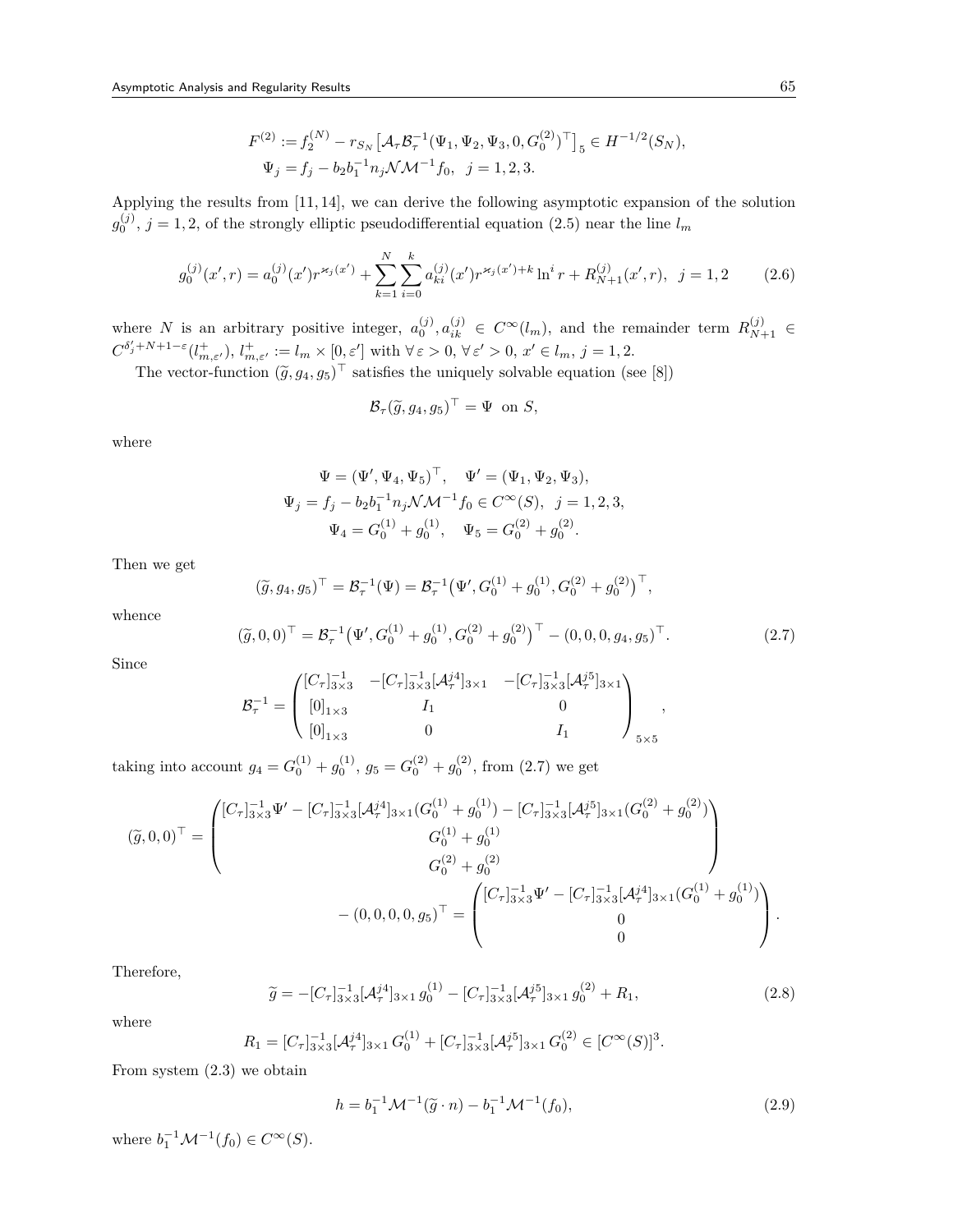$$
\begin{aligned}
F^{(2)} &:= f_2^{(N)} - r_{S_N}\big[\mathcal{A}_\tau \mathcal{B}_\tau^{-1}(\Psi_1, \Psi_2, \Psi_3, 0, G_0^{(2)})^\top\big]_5 \in H^{-1/2}(S_N),\\
\Psi_j &= f_j - b_2 b_1^{-1} n_j \mathcal{N}\mathcal{M}^{-1} f_0, \quad j = 1,2,3.
\end{aligned}
$$

Applying the results from [11, 14], we can derive the following asymptotic expansion of the solution $g_0^{(j)}$, $j = 1,2$, of the strongly elliptic pseudodifferential equation (2.5) near the line $l_m$

$$
g_0^{(j)}(x', r) = a_0^{(j)}(x') r^{\varkappa_j(x')} + \sum_{k=1}^{N} \sum_{i=0}^{k} a_{ki}^{(j)}(x') r^{\varkappa_j(x')+k} \ln^i r + R_{N+1}^{(j)}(x', r), \quad j = 1,2 \tag{2.6}
$$

where $N$ is an arbitrary positive integer, $a_0^{(j)}, a_{ik}^{(j)} \in C^\infty(l_m)$, and the remainder term $R_{N+1}^{(j)} \in C^{\delta_j'+N+1-\varepsilon}(l_{m,\varepsilon'}^+)$, $l_{m,\varepsilon'}^+ := l_m \times [0, \varepsilon']$ with $\forall\, \varepsilon > 0$, $\forall\, \varepsilon' > 0$, $x' \in l_m$, $j = 1,2$.

The vector-function $(\widetilde{g}, g_4, g_5)^\top$ satisfies the uniquely solvable equation (see [8])

$$
\mathcal{B}_\tau (\widetilde{g}, g_4, g_5)^\top = \Psi \ \text{ on } S,
$$

where

$$
\begin{aligned}
\Psi &= (\Psi', \Psi_4, \Psi_5)^\top, \quad \Psi' = (\Psi_1, \Psi_2, \Psi_3),\\
\Psi_j &= f_j - b_2 b_1^{-1} n_j \mathcal{N}\mathcal{M}^{-1} f_0 \in C^\infty(S), \quad j = 1,2,3,\\
\Psi_4 &= G_0^{(1)} + g_0^{(1)}, \quad \Psi_5 = G_0^{(2)} + g_0^{(2)}.
\end{aligned}
$$

Then we get

$$
(\widetilde{g}, g_4, g_5)^\top = \mathcal{B}_\tau^{-1}(\Psi) = \mathcal{B}_\tau^{-1}\big(\Psi', G_0^{(1)} + g_0^{(1)}, G_0^{(2)} + g_0^{(2)}\big)^\top,
$$

whence

$$
(\widetilde{g}, 0, 0)^\top = \mathcal{B}_\tau^{-1}\big(\Psi', G_0^{(1)} + g_0^{(1)}, G_0^{(2)} + g_0^{(2)}\big)^\top - (0,0,0,g_4,g_5)^\top. \tag{2.7}
$$

Since

$$
\mathcal{B}_\tau^{-1} = \begin{pmatrix} [C_\tau]_{3\times 3}^{-1} & -[C_\tau]_{3\times 3}^{-1}[\mathcal{A}_\tau^{j4}]_{3\times 1} & -[C_\tau]_{3\times 3}^{-1}[\mathcal{A}_\tau^{j5}]_{3\times 1} \\ [0]_{1\times 3} & I_1 & 0 \\ [0]_{1\times 3} & 0 & I_1 \end{pmatrix}_{5\times 5},
$$

taking into account $g_4 = G_0^{(1)} + g_0^{(1)}$, $g_5 = G_0^{(2)} + g_0^{(2)}$, from (2.7) we get

$$
\begin{aligned}
(\widetilde{g}, 0, 0)^\top &= \begin{pmatrix} [C_\tau]_{3\times 3}^{-1}\Psi' - [C_\tau]_{3\times 3}^{-1}[\mathcal{A}_\tau^{j4}]_{3\times 1}(G_0^{(1)} + g_0^{(1)}) - [C_\tau]_{3\times 3}^{-1}[\mathcal{A}_\tau^{j5}]_{3\times 1}(G_0^{(2)} + g_0^{(2)}) \\ G_0^{(1)} + g_0^{(1)} \\ G_0^{(2)} + g_0^{(2)} \end{pmatrix}\\
&\qquad - (0,0,0,0,g_5)^\top = \begin{pmatrix} [C_\tau]_{3\times 3}^{-1}\Psi' - [C_\tau]_{3\times 3}^{-1}[\mathcal{A}_\tau^{j4}]_{3\times 1}(G_0^{(1)} + g_0^{(1)}) \\ 0 \\ 0 \end{pmatrix}.
\end{aligned}
$$

Therefore,

$$
\widetilde{g} = -[C_\tau]_{3\times 3}^{-1}[\mathcal{A}_\tau^{j4}]_{3\times 1}\, g_0^{(1)} - [C_\tau]_{3\times 3}^{-1}[\mathcal{A}_\tau^{j5}]_{3\times 1}\, g_0^{(2)} + R_1, \tag{2.8}
$$

where

$$
R_1 = [C_\tau]_{3\times 3}^{-1}[\mathcal{A}_\tau^{j4}]_{3\times 1}\, G_0^{(1)} + [C_\tau]_{3\times 3}^{-1}[\mathcal{A}_\tau^{j5}]_{3\times 1}\, G_0^{(2)} \in [C^\infty(S)]^3.
$$

From system (2.3) we obtain

$$
h = b_1^{-1}\mathcal{M}^{-1}(\widetilde{g}\cdot n) - b_1^{-1}\mathcal{M}^{-1}(f_0), \tag{2.9}
$$

where $b_1^{-1}\mathcal{M}^{-1}(f_0) \in C^\infty(S)$.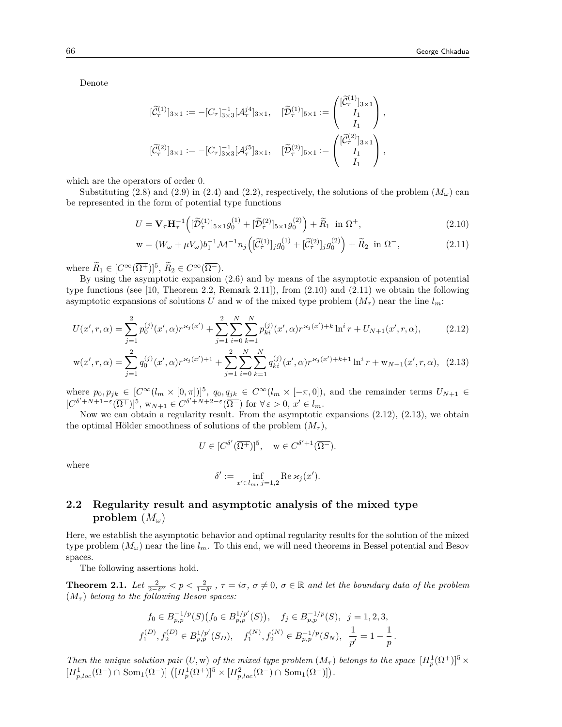Denote

$$[\widetilde{\mathcal{C}}_\tau^{(1)}]_{3\times 1} := -[C_\tau]^{-1}_{3\times 3}[\mathcal{A}_\tau^{j4}]_{3\times 1}, \quad [\widetilde{\mathcal{D}}_\tau^{(1)}]_{5\times 1} := \begin{pmatrix} [\widetilde{\mathcal{C}}_\tau^{(1)}]_{3\times 1} \\ I_1 \\ I_1 \end{pmatrix},$$

$$[\widetilde{\mathcal{C}}_\tau^{(2)}]_{3\times 1} := -[C_\tau]^{-1}_{3\times 3}[\mathcal{A}_\tau^{j5}]_{3\times 1}, \quad [\widetilde{\mathcal{D}}_\tau^{(2)}]_{5\times 1} := \begin{pmatrix} [\widetilde{\mathcal{C}}_\tau^{(2)}]_{3\times 1} \\ I_1 \\ I_1 \end{pmatrix},$$

which are the operators of order 0.

Substituting (2.8) and (2.9) in (2.4) and (2.2), respectively, the solutions of the problem $(M_\omega)$ can be represented in the form of potential type functions

$$U = \mathbf{V}_\tau \mathbf{H}_\tau^{-1}\Big([\widetilde{\mathcal{D}}_\tau^{(1)}]_{5\times 1} g_0^{(1)} + [\widetilde{\mathcal{D}}_\tau^{(2)}]_{5\times 1} g_0^{(2)}\Big) + \widetilde{R}_1 \ \text{ in } \Omega^+, \tag{2.10}$$

$$\mathrm{w} = (W_\omega + \mu V_\omega) b_1^{-1} \mathcal{M}^{-1} n_j \Big([\widetilde{\mathcal{C}}_\tau^{(1)}]_j g_0^{(1)} + [\widetilde{\mathcal{C}}_\tau^{(2)}]_j g_0^{(2)}\Big) + \widetilde{R}_2 \ \text{ in } \Omega^-, \tag{2.11}$$

where $\widetilde{R}_1 \in [C^\infty(\overline{\Omega^+})]^5$, $\widetilde{R}_2 \in C^\infty(\overline{\Omega^-})$.

By using the asymptotic expansion (2.6) and by means of the asymptotic expansion of potential type functions (see [10, Theorem 2.2, Remark 2.11]), from (2.10) and (2.11) we obtain the following asymptotic expansions of solutions $U$ and w of the mixed type problem $(M_\tau)$ near the line $l_m$:

$$U(x', r, \alpha) = \sum_{j=1}^{2} p_0^{(j)}(x', \alpha) r^{\varkappa_j(x')} + \sum_{j=1}^{2}\sum_{i=0}^{N}\sum_{k=1}^{N} p_{ki}^{(j)}(x', \alpha) r^{\varkappa_j(x')+k} \ln^i r + U_{N+1}(x', r, \alpha), \tag{2.12}$$

$$\mathrm{w}(x', r, \alpha) = \sum_{j=1}^{2} q_0^{(j)}(x', \alpha) r^{\varkappa_j(x')+1} + \sum_{j=1}^{2}\sum_{i=0}^{N}\sum_{k=1}^{N} q_{ki}^{(j)}(x', \alpha) r^{\varkappa_j(x')+k+1} \ln^i r + \mathrm{w}_{N+1}(x', r, \alpha), \tag{2.13}$$

where $p_0, p_{jk} \in [C^\infty(l_m \times [0,\pi])]^5$, $q_0, q_{jk} \in C^\infty(l_m \times [-\pi, 0])$, and the remainder terms $U_{N+1} \in [C^{\delta'+N+1-\varepsilon}(\overline{\Omega^+})]^5$, $\mathrm{w}_{N+1} \in C^{\delta'+N+2-\varepsilon}(\overline{\Omega^-})$ for $\forall \varepsilon > 0$, $x' \in l_m$.

Now we can obtain a regularity result. From the asymptotic expansions (2.12), (2.13), we obtain the optimal Hölder smoothness of solutions of the problem $(M_\tau)$,

$$U \in [C^{\delta'}(\overline{\Omega^+})]^5, \quad \mathrm{w} \in C^{\delta'+1}(\overline{\Omega^-}).$$

where

$$\delta' := \inf_{x' \in l_m,\, j=1,2} \operatorname{Re} \varkappa_j(x').$$

## 2.2 Regularity result and asymptotic analysis of the mixed type problem $(M_\omega)$

Here, we establish the asymptotic behavior and optimal regularity results for the solution of the mixed type problem $(M_\omega)$ near the line $l_m$. To this end, we will need theorems in Bessel potential and Besov spaces.

The following assertions hold.

**Theorem 2.1.** *Let $\frac{2}{2-\delta''} < p < \frac{2}{1-\delta'}$, $\tau = i\sigma$, $\sigma \neq 0$, $\sigma \in \mathbb{R}$ and let the boundary data of the problem $(M_\tau)$ belong to the following Besov spaces:*

$$f_0 \in B^{-1/p}_{p,p}(S) \big(f_0 \in B^{1/p'}_{p,p}(S)\big), \quad f_j \in B^{-1/p}_{p,p}(S), \ \ j = 1,2,3,$$

$$f_1^{(D)}, f_2^{(D)} \in B^{1/p'}_{p,p}(S_D), \quad f_1^{(N)}, f_2^{(N)} \in B^{-1/p}_{p,p}(S_N), \ \ \frac{1}{p'} = 1 - \frac{1}{p}\,.$$

*Then the unique solution pair $(U, \mathrm{w})$ of the mixed type problem $(M_\tau)$ belongs to the space $[H^1_p(\Omega^+)]^5 \times [H^1_{p,loc}(\Omega^-) \cap \mathrm{Som}_1(\Omega^-)]$ $\big([H^1_p(\Omega^+)]^5 \times [H^2_{p,loc}(\Omega^-) \cap \mathrm{Som}_1(\Omega^-)]\big)$.*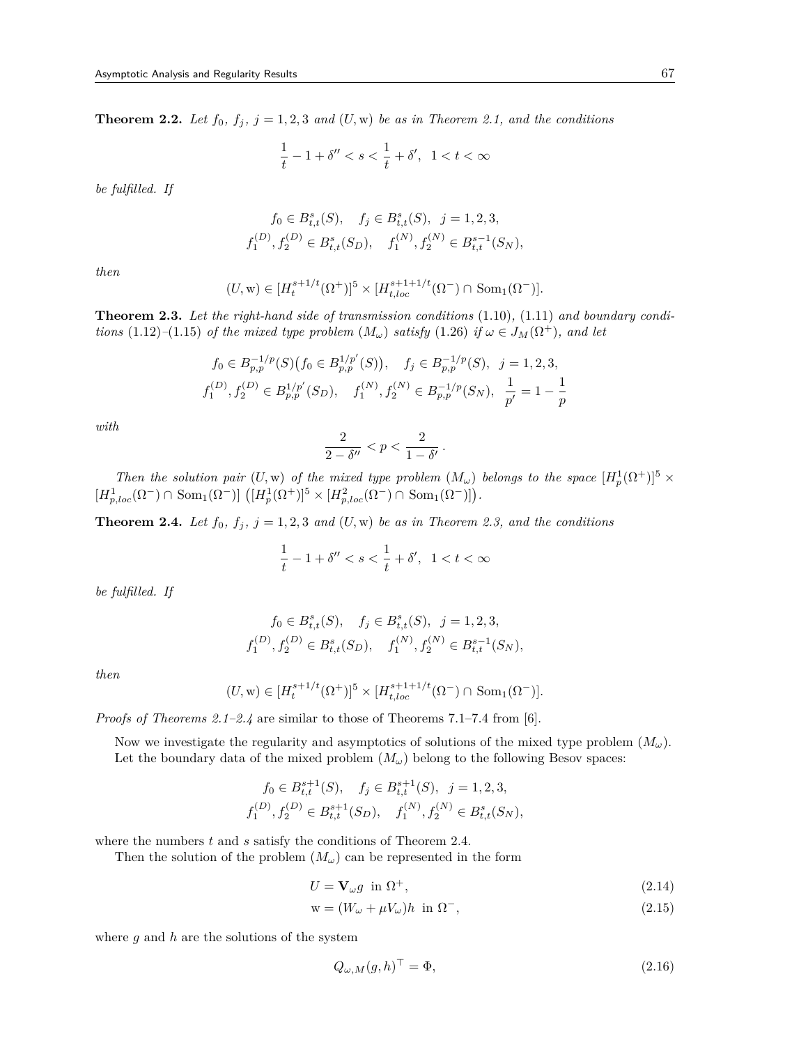**Theorem 2.2.** *Let $f_0$, $f_j$, $j=1,2,3$ and $(U,\mathrm{w})$ be as in Theorem 2.1, and the conditions*

$$\frac{1}{t}-1+\delta''<s<\frac{1}{t}+\delta', \ \ 1<t<\infty$$

*be fulfilled. If*

$$f_0\in B^s_{t,t}(S), \quad f_j\in B^s_{t,t}(S), \ \ j=1,2,3,$$
$$f_1^{(D)},f_2^{(D)}\in B^s_{t,t}(S_D), \quad f_1^{(N)},f_2^{(N)}\in B^{s-1}_{t,t}(S_N),$$

*then*

$$(U,\mathrm{w})\in[H^{s+1/t}_t(\Omega^+)]^5\times[H^{s+1+1/t}_{t,loc}(\Omega^-)\cap \mathrm{Som}_1(\Omega^-)].$$

**Theorem 2.3.** *Let the right-hand side of transmission conditions* (1.10), (1.11) *and boundary conditions* (1.12)–(1.15) *of the mixed type problem $(M_\omega)$ satisfy* (1.26) *if $\omega\in J_M(\Omega^+)$, and let*

$$f_0\in B^{-1/p}_{p,p}(S)\big(f_0\in B^{1/p'}_{p,p}(S)\big), \quad f_j\in B^{-1/p}_{p,p}(S), \ \ j=1,2,3,$$
$$f_1^{(D)},f_2^{(D)}\in B^{1/p'}_{p,p}(S_D), \quad f_1^{(N)},f_2^{(N)}\in B^{-1/p}_{p,p}(S_N), \ \ \frac{1}{p'}=1-\frac{1}{p}$$

*with*

$$\frac{2}{2-\delta''}<p<\frac{2}{1-\delta'}\,.$$

*Then the solution pair $(U,\mathrm{w})$ of the mixed type problem $(M_\omega)$ belongs to the space $[H^1_p(\Omega^+)]^5\times[H^1_{p,loc}(\Omega^-)\cap \mathrm{Som}_1(\Omega^-)]$ $\big([H^1_p(\Omega^+)]^5\times[H^2_{p,loc}(\Omega^-)\cap \mathrm{Som}_1(\Omega^-)]\big)$.*

**Theorem 2.4.** *Let $f_0$, $f_j$, $j=1,2,3$ and $(U,\mathrm{w})$ be as in Theorem 2.3, and the conditions*

$$\frac{1}{t}-1+\delta''<s<\frac{1}{t}+\delta', \ \ 1<t<\infty$$

*be fulfilled. If*

$$f_0\in B^s_{t,t}(S), \quad f_j\in B^s_{t,t}(S), \ \ j=1,2,3,$$
$$f_1^{(D)},f_2^{(D)}\in B^s_{t,t}(S_D), \quad f_1^{(N)},f_2^{(N)}\in B^{s-1}_{t,t}(S_N),$$

*then*

$$(U,\mathrm{w})\in[H^{s+1/t}_t(\Omega^+)]^5\times[H^{s+1+1/t}_{t,loc}(\Omega^-)\cap \mathrm{Som}_1(\Omega^-)].$$

*Proofs of Theorems 2.1–2.4* are similar to those of Theorems 7.1–7.4 from [6].

Now we investigate the regularity and asymptotics of solutions of the mixed type problem $(M_\omega)$. Let the boundary data of the mixed problem $(M_\omega)$ belong to the following Besov spaces:

$$f_0\in B^{s+1}_{t,t}(S), \quad f_j\in B^{s+1}_{t,t}(S), \ \ j=1,2,3,$$
$$f_1^{(D)},f_2^{(D)}\in B^{s+1}_{t,t}(S_D), \quad f_1^{(N)},f_2^{(N)}\in B^{s}_{t,t}(S_N),$$

where the numbers $t$ and $s$ satisfy the conditions of Theorem 2.4.

Then the solution of the problem $(M_\omega)$ can be represented in the form

$$U=\mathbf{V}_\omega g \ \text{ in } \Omega^+, \tag{2.14}$$
$$\mathrm{w}=(W_\omega+\mu V_\omega)h \ \text{ in } \Omega^-, \tag{2.15}$$

where $g$ and $h$ are the solutions of the system

$$Q_{\omega,M}(g,h)^\top=\Phi, \tag{2.16}$$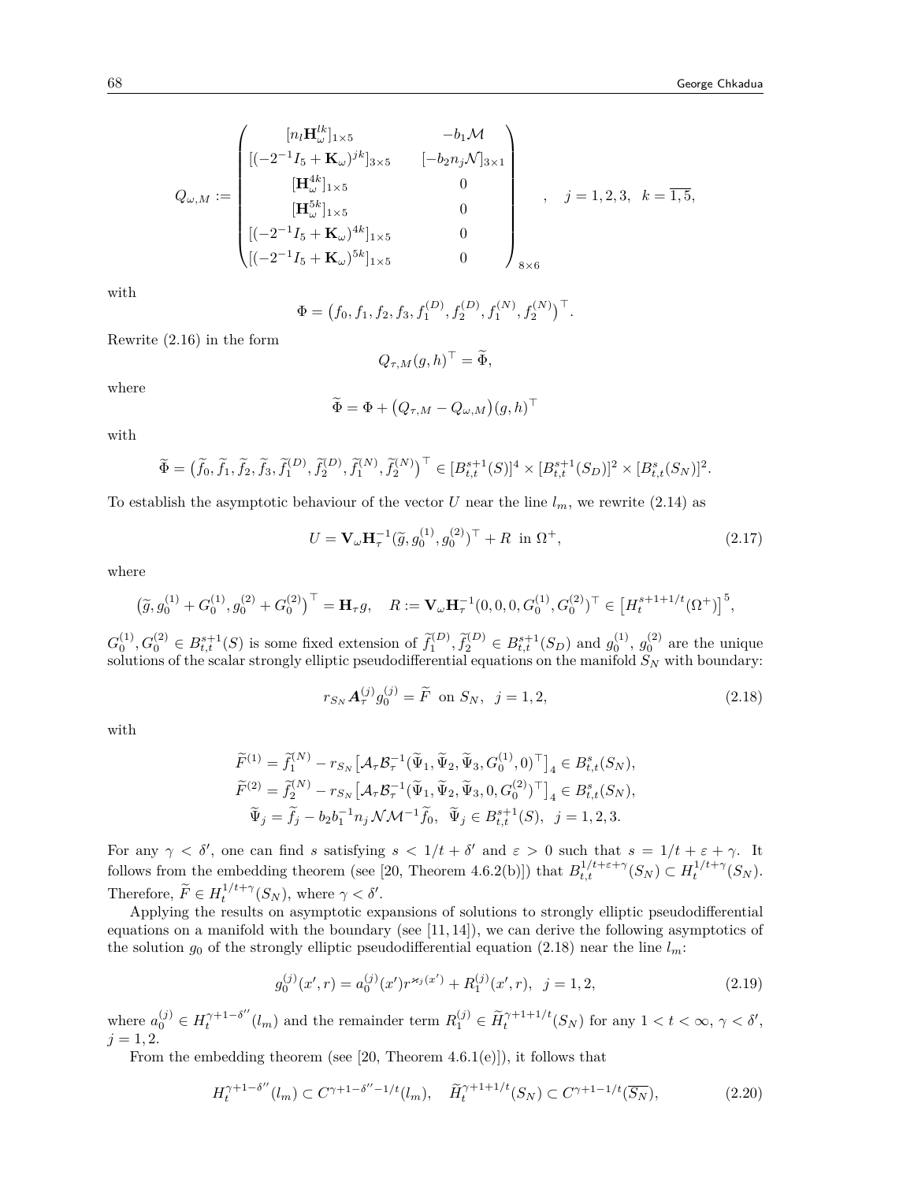$$
Q_{\omega,M} := \begin{pmatrix}
[n_l \mathbf{H}_\omega^{lk}]_{1\times 5} & -b_1 \mathcal{M} \\
[(-2^{-1} I_5 + \mathbf{K}_\omega)^{jk}]_{3\times 5} & [-b_2 n_j \mathcal{N}]_{3\times 1} \\
[\mathbf{H}_\omega^{4k}]_{1\times 5} & 0 \\
[\mathbf{H}_\omega^{5k}]_{1\times 5} & 0 \\
[(-2^{-1} I_5 + \mathbf{K}_\omega)^{4k}]_{1\times 5} & 0 \\
[(-2^{-1} I_5 + \mathbf{K}_\omega)^{5k}]_{1\times 5} & 0
\end{pmatrix}_{8\times 6}, \quad j = 1,2,3, \ \ k = \overline{1,5},
$$

with

$$
\Phi = \big(f_0, f_1, f_2, f_3, f_1^{(D)}, f_2^{(D)}, f_1^{(N)}, f_2^{(N)}\big)^\top.
$$

Rewrite (2.16) in the form

$$
Q_{\tau,M}(g,h)^\top = \widetilde{\Phi},
$$

where

$$
\widetilde{\Phi} = \Phi + \big(Q_{\tau,M} - Q_{\omega,M}\big)(g,h)^\top
$$

with

$$
\widetilde{\Phi} = \big(\widetilde{f}_0, \widetilde{f}_1, \widetilde{f}_2, \widetilde{f}_3, \widetilde{f}_1^{(D)}, \widetilde{f}_2^{(D)}, \widetilde{f}_1^{(N)}, \widetilde{f}_2^{(N)}\big)^\top \in [B_{t,t}^{s+1}(S)]^4 \times [B_{t,t}^{s+1}(S_D)]^2 \times [B_{t,t}^{s}(S_N)]^2.
$$

To establish the asymptotic behaviour of the vector $U$ near the line $l_m$, we rewrite (2.14) as

$$
U = \mathbf{V}_\omega \mathbf{H}_\tau^{-1}(\widetilde{g}, g_0^{(1)}, g_0^{(2)})^\top + R \ \text{ in } \Omega^+, \tag{2.17}
$$

where

$$
\big(\widetilde{g}, g_0^{(1)} + G_0^{(1)}, g_0^{(2)} + G_0^{(2)}\big)^\top = \mathbf{H}_\tau g, \quad R := \mathbf{V}_\omega \mathbf{H}_\tau^{-1}(0,0,0,G_0^{(1)}, G_0^{(2)})^\top \in \big[H_t^{s+1+1/t}(\Omega^+)\big]^5,
$$

$G_0^{(1)}, G_0^{(2)} \in B_{t,t}^{s+1}(S)$ is some fixed extension of $\widetilde{f}_1^{(D)}, \widetilde{f}_2^{(D)} \in B_{t,t}^{s+1}(S_D)$ and $g_0^{(1)}$, $g_0^{(2)}$ are the unique solutions of the scalar strongly elliptic pseudodifferential equations on the manifold $S_N$ with boundary:

$$
r_{S_N} \boldsymbol{A}_\tau^{(j)} g_0^{(j)} = \widetilde{F} \ \text{ on } S_N, \ \ j = 1,2, \tag{2.18}
$$

with

$$
\begin{aligned}
\widetilde{F}^{(1)} &= \widetilde{f}_1^{(N)} - r_{S_N}\big[\mathcal{A}_\tau \mathcal{B}_\tau^{-1}(\widetilde{\Psi}_1, \widetilde{\Psi}_2, \widetilde{\Psi}_3, G_0^{(1)}, 0)^\top\big]_4 \in B_{t,t}^{s}(S_N), \\
\widetilde{F}^{(2)} &= \widetilde{f}_2^{(N)} - r_{S_N}\big[\mathcal{A}_\tau \mathcal{B}_\tau^{-1}(\widetilde{\Psi}_1, \widetilde{\Psi}_2, \widetilde{\Psi}_3, 0, G_0^{(2)})^\top\big]_4 \in B_{t,t}^{s}(S_N), \\
\widetilde{\Psi}_j &= \widetilde{f}_j - b_2 b_1^{-1} n_j \mathcal{N}\mathcal{M}^{-1}\widetilde{f}_0, \ \ \widetilde{\Psi}_j \in B_{t,t}^{s+1}(S), \ \ j = 1,2,3.
\end{aligned}
$$

For any $\gamma < \delta'$, one can find $s$ satisfying $s < 1/t + \delta'$ and $\varepsilon > 0$ such that $s = 1/t + \varepsilon + \gamma$. It follows from the embedding theorem (see [20, Theorem 4.6.2(b)]) that $B_{t,t}^{1/t+\varepsilon+\gamma}(S_N) \subset H_t^{1/t+\gamma}(S_N)$. Therefore, $\widetilde{F} \in H_t^{1/t+\gamma}(S_N)$, where $\gamma < \delta'$.

Applying the results on asymptotic expansions of solutions to strongly elliptic pseudodifferential equations on a manifold with the boundary (see [11, 14]), we can derive the following asymptotics of the solution $g_0$ of the strongly elliptic pseudodifferential equation (2.18) near the line $l_m$:

$$
g_0^{(j)}(x', r) = a_0^{(j)}(x') r^{\varkappa_j(x')} + R_1^{(j)}(x', r), \ \ j = 1,2, \tag{2.19}
$$

where $a_0^{(j)} \in H_t^{\gamma+1-\delta''}(l_m)$ and the remainder term $R_1^{(j)} \in \widetilde{H}_t^{\gamma+1+1/t}(S_N)$ for any $1 < t < \infty$, $\gamma < \delta'$, $j = 1,2$.

From the embedding theorem (see [20, Theorem 4.6.1(e)]), it follows that

$$
H_t^{\gamma+1-\delta''}(l_m) \subset C^{\gamma+1-\delta''-1/t}(l_m), \quad \widetilde{H}_t^{\gamma+1+1/t}(S_N) \subset C^{\gamma+1-1/t}(\overline{S_N}), \tag{2.20}
$$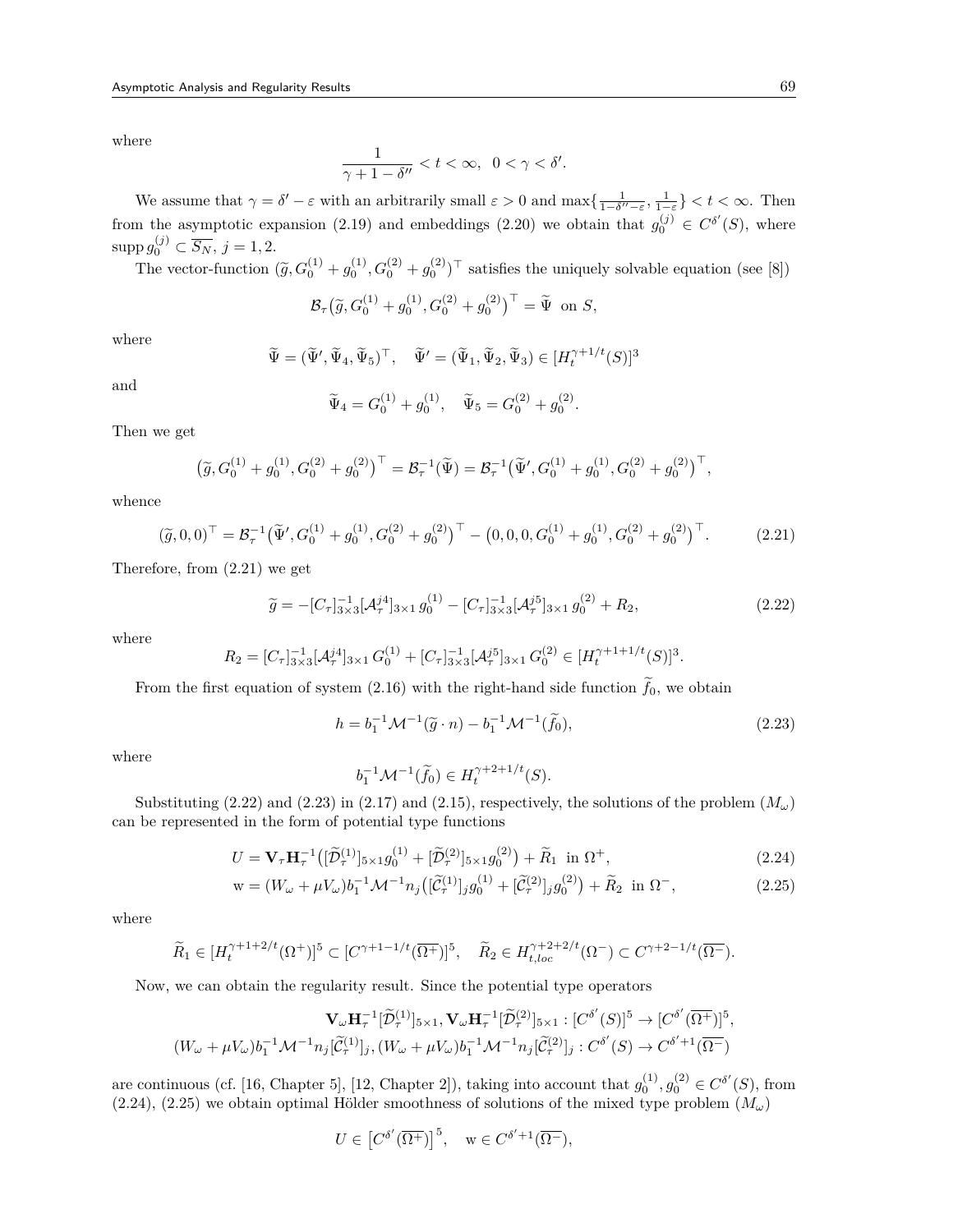where

$$\frac{1}{\gamma+1-\delta''} < t < \infty, \;\; 0 < \gamma < \delta'.$$

We assume that $\gamma = \delta' - \varepsilon$ with an arbitrarily small $\varepsilon > 0$ and $\max\{\frac{1}{1-\delta''-\varepsilon}, \frac{1}{1-\varepsilon}\} < t < \infty$. Then from the asymptotic expansion (2.19) and embeddings (2.20) we obtain that $g_0^{(j)} \in C^{\delta'}(S)$, where $\operatorname{supp} g_0^{(j)} \subset \overline{S_N}$, $j = 1, 2$.

The vector-function $(\widetilde{g}, G_0^{(1)} + g_0^{(1)}, G_0^{(2)} + g_0^{(2)})^\top$ satisfies the uniquely solvable equation (see [8])

$$\mathcal{B}_\tau\big(\widetilde{g}, G_0^{(1)} + g_0^{(1)}, G_0^{(2)} + g_0^{(2)}\big)^\top = \widetilde{\Psi} \;\text{ on } S,$$

where

$$\widetilde{\Psi} = (\widetilde{\Psi}', \widetilde{\Psi}_4, \widetilde{\Psi}_5)^\top, \quad \widetilde{\Psi}' = (\widetilde{\Psi}_1, \widetilde{\Psi}_2, \widetilde{\Psi}_3) \in [H_t^{\gamma+1/t}(S)]^3$$

and

$$\widetilde{\Psi}_4 = G_0^{(1)} + g_0^{(1)}, \quad \widetilde{\Psi}_5 = G_0^{(2)} + g_0^{(2)}.$$

Then we get

$$\big(\widetilde{g}, G_0^{(1)} + g_0^{(1)}, G_0^{(2)} + g_0^{(2)}\big)^\top = \mathcal{B}_\tau^{-1}(\widetilde{\Psi}) = \mathcal{B}_\tau^{-1}\big(\widetilde{\Psi}', G_0^{(1)} + g_0^{(1)}, G_0^{(2)} + g_0^{(2)}\big)^\top,$$

whence

$$(\widetilde{g}, 0, 0)^\top = \mathcal{B}_\tau^{-1}\big(\widetilde{\Psi}', G_0^{(1)} + g_0^{(1)}, G_0^{(2)} + g_0^{(2)}\big)^\top - \big(0, 0, 0, G_0^{(1)} + g_0^{(1)}, G_0^{(2)} + g_0^{(2)}\big)^\top. \tag{2.21}$$

Therefore, from (2.21) we get

$$\widetilde{g} = -[C_\tau]^{-1}_{3\times 3}[\mathcal{A}_\tau^{j4}]_{3\times 1}\, g_0^{(1)} - [C_\tau]^{-1}_{3\times 3}[\mathcal{A}_\tau^{j5}]_{3\times 1}\, g_0^{(2)} + R_2, \tag{2.22}$$

where

$$R_2 = [C_\tau]^{-1}_{3\times 3}[\mathcal{A}_\tau^{j4}]_{3\times 1}\, G_0^{(1)} + [C_\tau]^{-1}_{3\times 3}[\mathcal{A}_\tau^{j5}]_{3\times 1}\, G_0^{(2)} \in [H_t^{\gamma+1+1/t}(S)]^3.$$

From the first equation of system (2.16) with the right-hand side function $\widetilde{f}_0$, we obtain

$$h = b_1^{-1}\mathcal{M}^{-1}(\widetilde{g}\cdot n) - b_1^{-1}\mathcal{M}^{-1}(\widetilde{f}_0), \tag{2.23}$$

where

$$b_1^{-1}\mathcal{M}^{-1}(\widetilde{f}_0) \in H_t^{\gamma+2+1/t}(S).$$

Substituting (2.22) and (2.23) in (2.17) and (2.15), respectively, the solutions of the problem $(M_\omega)$ can be represented in the form of potential type functions

$$U = \mathbf{V}_\tau \mathbf{H}_\tau^{-1}\big([\widetilde{\mathcal{D}}_\tau^{(1)}]_{5\times 1} g_0^{(1)} + [\widetilde{\mathcal{D}}_\tau^{(2)}]_{5\times 1} g_0^{(2)}\big) + \widetilde{R}_1 \;\text{ in } \Omega^+, \tag{2.24}$$

$$\mathrm{w} = (W_\omega + \mu V_\omega) b_1^{-1}\mathcal{M}^{-1} n_j\big([\widetilde{\mathcal{C}}_\tau^{(1)}]_j g_0^{(1)} + [\widetilde{\mathcal{C}}_\tau^{(2)}]_j g_0^{(2)}\big) + \widetilde{R}_2 \;\text{ in } \Omega^-, \tag{2.25}$$

where

$$\widetilde{R}_1 \in [H_t^{\gamma+1+2/t}(\Omega^+)]^5 \subset [C^{\gamma+1-1/t}(\overline{\Omega^+})]^5, \quad \widetilde{R}_2 \in H_{t,loc}^{\gamma+2+2/t}(\Omega^-) \subset C^{\gamma+2-1/t}(\overline{\Omega^-}).$$

Now, we can obtain the regularity result. Since the potential type operators

$$\mathbf{V}_\omega \mathbf{H}_\tau^{-1}[\widetilde{\mathcal{D}}_\tau^{(1)}]_{5\times 1}, \mathbf{V}_\omega \mathbf{H}_\tau^{-1}[\widetilde{\mathcal{D}}_\tau^{(2)}]_{5\times 1} : [C^{\delta'}(S)]^5 \to [C^{\delta'}(\overline{\Omega^+})]^5,$$
$$(W_\omega + \mu V_\omega) b_1^{-1}\mathcal{M}^{-1} n_j[\widetilde{\mathcal{C}}_\tau^{(1)}]_j, (W_\omega + \mu V_\omega) b_1^{-1}\mathcal{M}^{-1} n_j[\widetilde{\mathcal{C}}_\tau^{(2)}]_j : C^{\delta'}(S) \to C^{\delta'+1}(\overline{\Omega^-})$$

are continuous (cf. [16, Chapter 5], [12, Chapter 2]), taking into account that $g_0^{(1)}, g_0^{(2)} \in C^{\delta'}(S)$, from (2.24), (2.25) we obtain optimal Hölder smoothness of solutions of the mixed type problem $(M_\omega)$

$$U \in \big[C^{\delta'}(\overline{\Omega^+})\big]^5, \quad \mathrm{w} \in C^{\delta'+1}(\overline{\Omega^-}),$$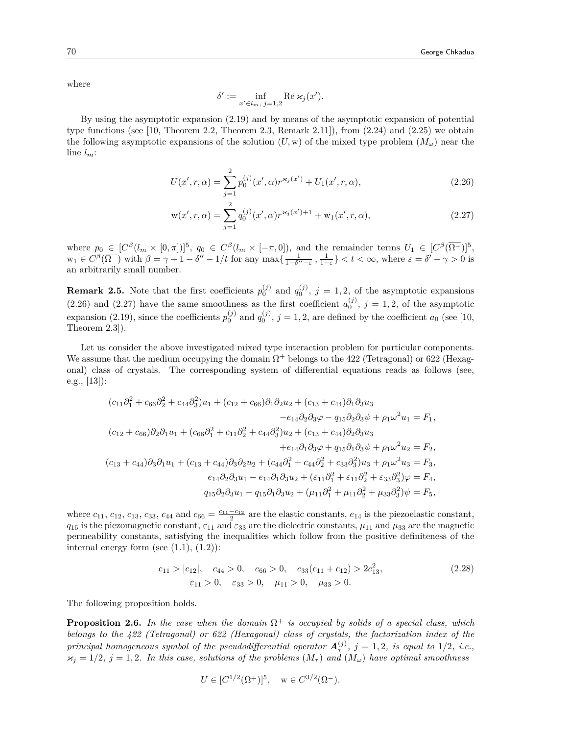where

$$\delta' := \inf_{x' \in l_m,\, j=1,2} \operatorname{Re} \varkappa_j(x').$$

By using the asymptotic expansion (2.19) and by means of the asymptotic expansion of potential type functions (see [10, Theorem 2.2, Theorem 2.3, Remark 2.11]), from (2.24) and (2.25) we obtain the following asymptotic expansions of the solution $(U, \mathrm{w})$ of the mixed type problem $(M_\omega)$ near the line $l_m$:

$$U(x', r, \alpha) = \sum_{j=1}^{2} p_0^{(j)}(x', \alpha) r^{\varkappa_j(x')} + U_1(x', r, \alpha), \tag{2.26}$$

$$\mathrm{w}(x', r, \alpha) = \sum_{j=1}^{2} q_0^{(j)}(x', \alpha) r^{\varkappa_j(x')+1} + \mathrm{w}_1(x', r, \alpha), \tag{2.27}$$

where $p_0 \in [C^\beta(l_m \times [0, \pi])]^5$, $q_0 \in C^\beta(l_m \times [-\pi, 0])$, and the remainder terms $U_1 \in [C^\beta(\overline{\Omega^+})]^5$, $\mathrm{w}_1 \in C^\beta(\overline{\Omega^-})$ with $\beta = \gamma + 1 - \delta'' - 1/t$ for any $\max\{\frac{1}{1-\delta''-\varepsilon}, \frac{1}{1-\varepsilon}\} < t < \infty$, where $\varepsilon = \delta' - \gamma > 0$ is an arbitrarily small number.

**Remark 2.5.** Note that the first coefficients $p_0^{(j)}$ and $q_0^{(j)}$, $j = 1, 2$, of the asymptotic expansions (2.26) and (2.27) have the same smoothness as the first coefficient $a_0^{(j)}$, $j = 1, 2$, of the asymptotic expansion (2.19), since the coefficients $p_0^{(j)}$ and $q_0^{(j)}$, $j = 1, 2$, are defined by the coefficient $a_0$ (see [10, Theorem 2.3]).

Let us consider the above investigated mixed type interaction problem for particular components. We assume that the medium occupying the domain $\Omega^+$ belongs to the 422 (Tetragonal) or 622 (Hexagonal) class of crystals. The corresponding system of differential equations reads as follows (see, e.g., [13]):

$$\begin{aligned}
(c_{11}\partial_1^2 + c_{66}\partial_2^2 + c_{44}\partial_3^2)u_1 + (c_{12} + c_{66})\partial_1\partial_2 u_2 + (c_{13} + c_{44})\partial_1\partial_3 u_3 &\\
-e_{14}\partial_2\partial_3\varphi - q_{15}\partial_2\partial_3\psi + \rho_1\omega^2 u_1 &= F_1,\\
(c_{12} + c_{66})\partial_2\partial_1 u_1 + (c_{66}\partial_1^2 + c_{11}\partial_2^2 + c_{44}\partial_3^2)u_2 + (c_{13} + c_{44})\partial_2\partial_3 u_3 &\\
+e_{14}\partial_1\partial_3\varphi + q_{15}\partial_1\partial_3\psi + \rho_1\omega^2 u_2 &= F_2,\\
(c_{13} + c_{44})\partial_3\partial_1 u_1 + (c_{13} + c_{44})\partial_3\partial_2 u_2 + (c_{44}\partial_1^2 + c_{44}\partial_2^2 + c_{33}\partial_3^2)u_3 + \rho_1\omega^2 u_3 &= F_3,\\
e_{14}\partial_2\partial_3 u_1 - e_{14}\partial_1\partial_3 u_2 + (\varepsilon_{11}\partial_1^2 + \varepsilon_{11}\partial_2^2 + \varepsilon_{33}\partial_3^2)\varphi &= F_4,\\
q_{15}\partial_2\partial_3 u_1 - q_{15}\partial_1\partial_3 u_2 + (\mu_{11}\partial_1^2 + \mu_{11}\partial_2^2 + \mu_{33}\partial_3^2)\psi &= F_5,
\end{aligned}$$

where $c_{11}$, $c_{12}$, $c_{13}$, $c_{33}$, $c_{44}$ and $c_{66} = \frac{c_{11}-c_{12}}{2}$ are the elastic constants, $e_{14}$ is the piezoelastic constant, $q_{15}$ is the piezomagnetic constant, $\varepsilon_{11}$ and $\varepsilon_{33}$ are the dielectric constants, $\mu_{11}$ and $\mu_{33}$ are the magnetic permeability constants, satisfying the inequalities which follow from the positive definiteness of the internal energy form (see (1.1), (1.2)):

$$\begin{gathered}
c_{11} > |c_{12}|, \quad c_{44} > 0, \quad c_{66} > 0, \quad c_{33}(c_{11} + c_{12}) > 2c_{13}^2,\\
\varepsilon_{11} > 0, \quad \varepsilon_{33} > 0, \quad \mu_{11} > 0, \quad \mu_{33} > 0.
\end{gathered} \tag{2.28}$$

The following proposition holds.

**Proposition 2.6.** *In the case when the domain $\Omega^+$ is occupied by solids of a special class, which belongs to the 422 (Tetragonal) or 622 (Hexagonal) class of crystals, the factorization index of the principal homogeneous symbol of the pseudodifferential operator $\boldsymbol{A}_\tau^{(j)}$, $j = 1, 2$, is equal to $1/2$, i.e., $\varkappa_j = 1/2$, $j = 1, 2$. In this case, solutions of the problems $(M_\tau)$ and $(M_\omega)$ have optimal smoothness*

$$U \in [C^{1/2}(\overline{\Omega^+})]^5, \quad \mathrm{w} \in C^{3/2}(\overline{\Omega^-}).$$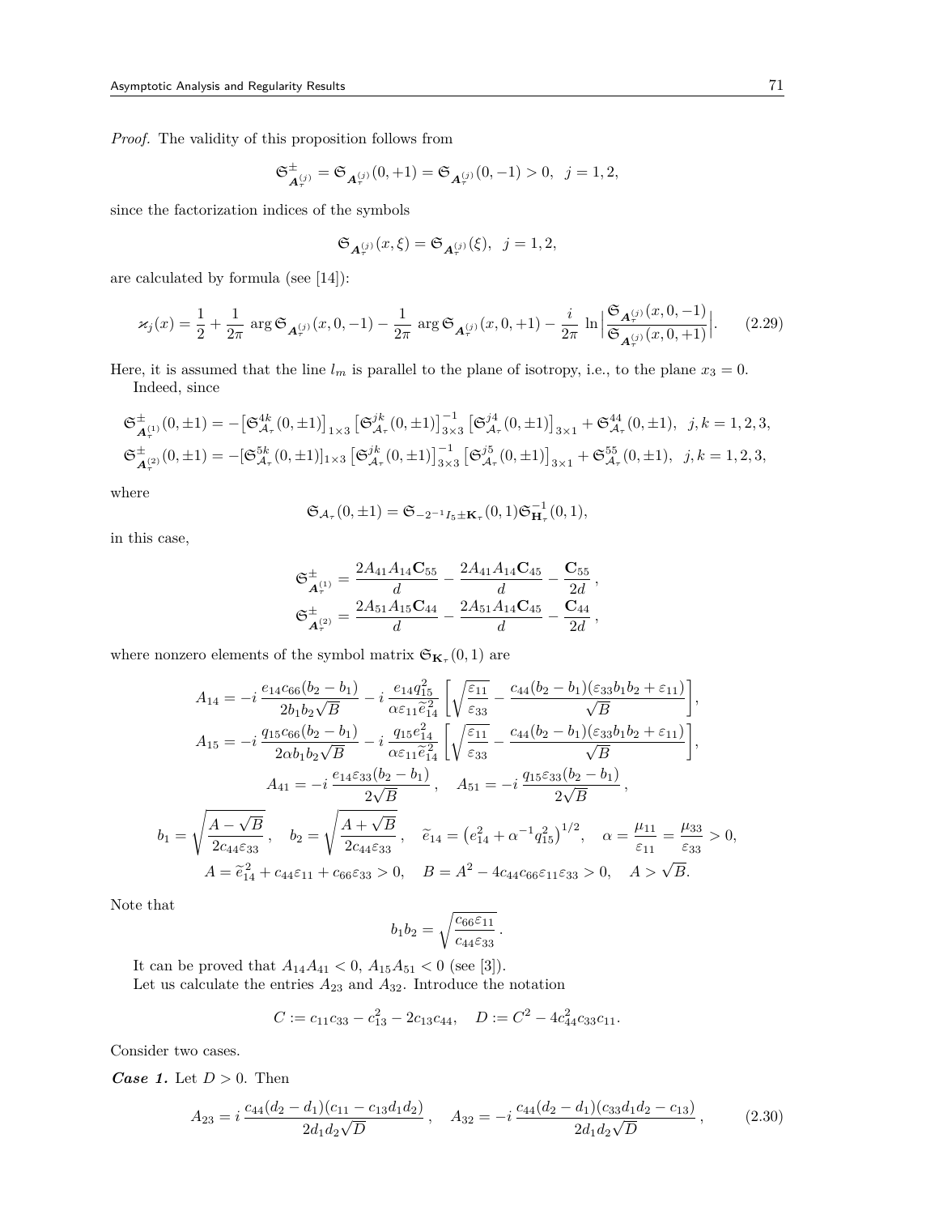*Proof.* The validity of this proposition follows from

$$\mathfrak{S}^{\pm}_{\boldsymbol{A}^{(j)}_\tau} = \mathfrak{S}_{\boldsymbol{A}^{(j)}_\tau}(0,+1) = \mathfrak{S}_{\boldsymbol{A}^{(j)}_\tau}(0,-1) > 0, \;\; j=1,2,$$

since the factorization indices of the symbols

$$\mathfrak{S}_{\boldsymbol{A}^{(j)}_\tau}(x,\xi) = \mathfrak{S}_{\boldsymbol{A}^{(j)}_\tau}(\xi), \;\; j=1,2,$$

are calculated by formula (see [14]):

$$\varkappa_j(x) = \frac{1}{2} + \frac{1}{2\pi}\,\arg \mathfrak{S}_{\boldsymbol{A}^{(j)}_\tau}(x,0,-1) - \frac{1}{2\pi}\,\arg \mathfrak{S}_{\boldsymbol{A}^{(j)}_\tau}(x,0,+1) - \frac{i}{2\pi}\,\ln\Big|\frac{\mathfrak{S}_{\boldsymbol{A}^{(j)}_\tau}(x,0,-1)}{\mathfrak{S}_{\boldsymbol{A}^{(j)}_\tau}(x,0,+1)}\Big|. \qquad (2.29)$$

Here, it is assumed that the line $l_m$ is parallel to the plane of isotropy, i.e., to the plane $x_3=0$.

Indeed, since

$$\mathfrak{S}^{\pm}_{\boldsymbol{A}^{(1)}_\tau}(0,\pm1) = -\big[\mathfrak{S}^{4k}_{\mathcal{A}_\tau}(0,\pm1)\big]_{1\times3}\big[\mathfrak{S}^{jk}_{\mathcal{A}_\tau}(0,\pm1)\big]^{-1}_{3\times3}\big[\mathfrak{S}^{j4}_{\mathcal{A}_\tau}(0,\pm1)\big]_{3\times1} + \mathfrak{S}^{44}_{\mathcal{A}_\tau}(0,\pm1), \;\; j,k=1,2,3,$$
$$\mathfrak{S}^{\pm}_{\boldsymbol{A}^{(2)}_\tau}(0,\pm1) = -[\mathfrak{S}^{5k}_{\mathcal{A}_\tau}(0,\pm1)]_{1\times3}\big[\mathfrak{S}^{jk}_{\mathcal{A}_\tau}(0,\pm1)\big]^{-1}_{3\times3}\big[\mathfrak{S}^{j5}_{\mathcal{A}_\tau}(0,\pm1)\big]_{3\times1} + \mathfrak{S}^{55}_{\mathcal{A}_\tau}(0,\pm1), \;\; j,k=1,2,3,$$

where

$$\mathfrak{S}_{\mathcal{A}_\tau}(0,\pm1) = \mathfrak{S}_{-2^{-1}I_5\pm\mathbf{K}_\tau}(0,1)\mathfrak{S}^{-1}_{\mathbf{H}_\tau}(0,1),$$

in this case,

$$\mathfrak{S}^{\pm}_{\boldsymbol{A}^{(1)}_\tau} = \frac{2A_{41}A_{14}\mathbf{C}_{55}}{d} - \frac{2A_{41}A_{14}\mathbf{C}_{45}}{d} - \frac{\mathbf{C}_{55}}{2d}\,,$$
$$\mathfrak{S}^{\pm}_{\boldsymbol{A}^{(2)}_\tau} = \frac{2A_{51}A_{15}\mathbf{C}_{44}}{d} - \frac{2A_{51}A_{14}\mathbf{C}_{45}}{d} - \frac{\mathbf{C}_{44}}{2d}\,,$$

where nonzero elements of the symbol matrix $\mathfrak{S}_{\mathbf{K}_\tau}(0,1)$ are

$$A_{14} = -i\,\frac{e_{14}c_{66}(b_2-b_1)}{2b_1b_2\sqrt{B}} - i\,\frac{e_{14}q^2_{15}}{\alpha\varepsilon_{11}\widetilde{e}^{\,2}_{14}}\bigg[\sqrt{\frac{\varepsilon_{11}}{\varepsilon_{33}}} - \frac{c_{44}(b_2-b_1)(\varepsilon_{33}b_1b_2+\varepsilon_{11})}{\sqrt{B}}\bigg],$$
$$A_{15} = -i\,\frac{q_{15}c_{66}(b_2-b_1)}{2\alpha b_1b_2\sqrt{B}} - i\,\frac{q_{15}e^2_{14}}{\alpha\varepsilon_{11}\widetilde{e}^{\,2}_{14}}\bigg[\sqrt{\frac{\varepsilon_{11}}{\varepsilon_{33}}} - \frac{c_{44}(b_2-b_1)(\varepsilon_{33}b_1b_2+\varepsilon_{11})}{\sqrt{B}}\bigg],$$
$$A_{41} = -i\,\frac{e_{14}\varepsilon_{33}(b_2-b_1)}{2\sqrt{B}}\,, \quad A_{51} = -i\,\frac{q_{15}\varepsilon_{33}(b_2-b_1)}{2\sqrt{B}}\,,$$
$$b_1 = \sqrt{\frac{A-\sqrt{B}}{2c_{44}\varepsilon_{33}}}\,, \quad b_2 = \sqrt{\frac{A+\sqrt{B}}{2c_{44}\varepsilon_{33}}}\,, \quad \widetilde{e}_{14} = \big(e^2_{14}+\alpha^{-1}q^2_{15}\big)^{1/2}, \quad \alpha = \frac{\mu_{11}}{\varepsilon_{11}} = \frac{\mu_{33}}{\varepsilon_{33}} > 0,$$
$$A = \widetilde{e}^{\,2}_{14} + c_{44}\varepsilon_{11} + c_{66}\varepsilon_{33} > 0, \quad B = A^2 - 4c_{44}c_{66}\varepsilon_{11}\varepsilon_{33} > 0, \quad A > \sqrt{B}.$$

Note that

$$b_1b_2 = \sqrt{\frac{c_{66}\varepsilon_{11}}{c_{44}\varepsilon_{33}}}\,.$$

It can be proved that $A_{14}A_{41}<0$, $A_{15}A_{51}<0$ (see [3]).

Let us calculate the entries $A_{23}$ and $A_{32}$. Introduce the notation

$$C := c_{11}c_{33} - c^2_{13} - 2c_{13}c_{44}, \quad D := C^2 - 4c^2_{44}c_{33}c_{11}.$$

Consider two cases.

***Case 1.*** Let $D>0$. Then

$$A_{23} = i\,\frac{c_{44}(d_2-d_1)(c_{11}-c_{13}d_1d_2)}{2d_1d_2\sqrt{D}}\,, \quad A_{32} = -i\,\frac{c_{44}(d_2-d_1)(c_{33}d_1d_2-c_{13})}{2d_1d_2\sqrt{D}}\,, \qquad (2.30)$$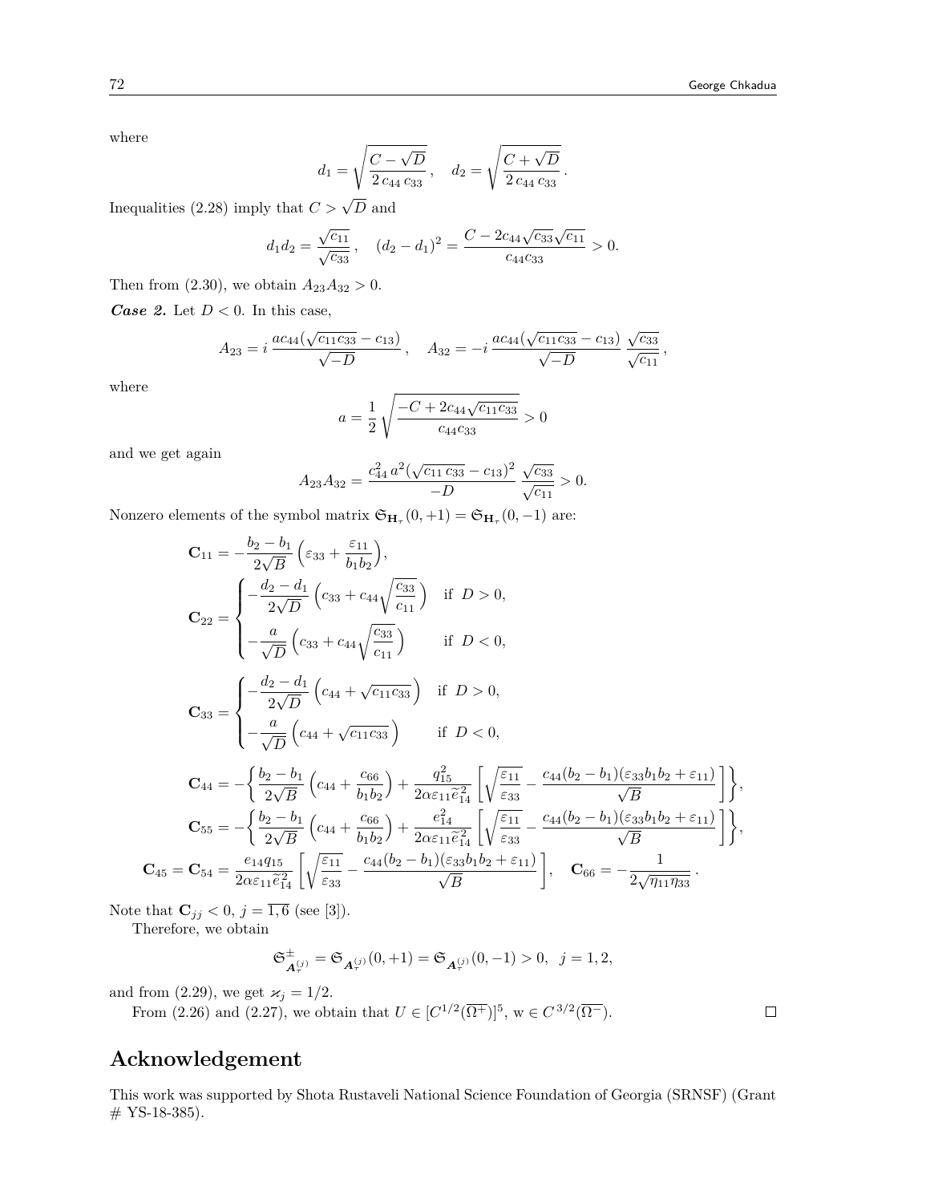where

$$d_1 = \sqrt{\frac{C - \sqrt{D}}{2\, c_{44}\, c_{33}}}\,, \quad d_2 = \sqrt{\frac{C + \sqrt{D}}{2\, c_{44}\, c_{33}}}\,.$$

Inequalities (2.28) imply that $C > \sqrt{D}$ and

$$d_1 d_2 = \frac{\sqrt{c_{11}}}{\sqrt{c_{33}}}\,, \quad (d_2 - d_1)^2 = \frac{C - 2c_{44}\sqrt{c_{33}}\sqrt{c_{11}}}{c_{44}c_{33}} > 0.$$

Then from (2.30), we obtain $A_{23}A_{32} > 0$.

***Case 2.*** Let $D < 0$. In this case,

$$A_{23} = i\,\frac{ac_{44}(\sqrt{c_{11}c_{33}} - c_{13})}{\sqrt{-D}}\,, \quad A_{32} = -i\,\frac{ac_{44}(\sqrt{c_{11}c_{33}} - c_{13})}{\sqrt{-D}}\,\frac{\sqrt{c_{33}}}{\sqrt{c_{11}}}\,,$$

where

$$a = \frac{1}{2}\sqrt{\frac{-C + 2c_{44}\sqrt{c_{11}c_{33}}}{c_{44}c_{33}}} > 0$$

and we get again

$$A_{23}A_{32} = \frac{c_{44}^2\, a^2 (\sqrt{c_{11}\, c_{33}} - c_{13})^2}{-D}\,\frac{\sqrt{c_{33}}}{\sqrt{c_{11}}} > 0.$$

Nonzero elements of the symbol matrix $\mathfrak{S}_{\mathbf{H}_\tau}(0,+1) = \mathfrak{S}_{\mathbf{H}_\tau}(0,-1)$ are:

$$\mathbf{C}_{11} = -\frac{b_2 - b_1}{2\sqrt{B}}\Big(\varepsilon_{33} + \frac{\varepsilon_{11}}{b_1 b_2}\Big),$$

$$\mathbf{C}_{22} = \begin{cases} -\dfrac{d_2 - d_1}{2\sqrt{D}}\Big(c_{33} + c_{44}\sqrt{\dfrac{c_{33}}{c_{11}}}\Big) & \text{if } D > 0, \\[2ex] -\dfrac{a}{\sqrt{D}}\Big(c_{33} + c_{44}\sqrt{\dfrac{c_{33}}{c_{11}}}\Big) & \text{if } D < 0, \end{cases}$$

$$\mathbf{C}_{33} = \begin{cases} -\dfrac{d_2 - d_1}{2\sqrt{D}}\Big(c_{44} + \sqrt{c_{11}c_{33}}\Big) & \text{if } D > 0, \\[2ex] -\dfrac{a}{\sqrt{D}}\Big(c_{44} + \sqrt{c_{11}c_{33}}\Big) & \text{if } D < 0, \end{cases}$$

$$\mathbf{C}_{44} = -\bigg\{\frac{b_2 - b_1}{2\sqrt{B}}\Big(c_{44} + \frac{c_{66}}{b_1 b_2}\Big) + \frac{q_{15}^2}{2\alpha\varepsilon_{11}\widetilde{e}_{14}^{\,2}}\bigg[\sqrt{\frac{\varepsilon_{11}}{\varepsilon_{33}}} - \frac{c_{44}(b_2 - b_1)(\varepsilon_{33}b_1b_2 + \varepsilon_{11})}{\sqrt{B}}\bigg]\bigg\},$$

$$\mathbf{C}_{55} = -\bigg\{\frac{b_2 - b_1}{2\sqrt{B}}\Big(c_{44} + \frac{c_{66}}{b_1 b_2}\Big) + \frac{e_{14}^2}{2\alpha\varepsilon_{11}\widetilde{e}_{14}^{\,2}}\bigg[\sqrt{\frac{\varepsilon_{11}}{\varepsilon_{33}}} - \frac{c_{44}(b_2 - b_1)(\varepsilon_{33}b_1b_2 + \varepsilon_{11})}{\sqrt{B}}\bigg]\bigg\},$$

$$\mathbf{C}_{45} = \mathbf{C}_{54} = \frac{e_{14}q_{15}}{2\alpha\varepsilon_{11}\widetilde{e}_{14}^{\,2}}\bigg[\sqrt{\frac{\varepsilon_{11}}{\varepsilon_{33}}} - \frac{c_{44}(b_2 - b_1)(\varepsilon_{33}b_1b_2 + \varepsilon_{11})}{\sqrt{B}}\bigg], \quad \mathbf{C}_{66} = -\frac{1}{2\sqrt{\eta_{11}\eta_{33}}}\,.$$

Note that $\mathbf{C}_{jj} < 0$, $j = \overline{1,6}$ (see [3]).

Therefore, we obtain

$$\mathfrak{S}^{\pm}_{\boldsymbol{A}_\tau^{(j)}} = \mathfrak{S}_{\boldsymbol{A}_\tau^{(j)}}(0,+1) = \mathfrak{S}_{\boldsymbol{A}_\tau^{(j)}}(0,-1) > 0, \ \ j = 1,2,$$

and from (2.29), we get $\varkappa_j = 1/2$.

From (2.26) and (2.27), we obtain that $U \in [C^{1/2}(\overline{\Omega^+})]^5$, $\mathrm{w} \in C^{\,3/2}(\overline{\Omega^-})$. $\square$

## Acknowledgement

This work was supported by Shota Rustaveli National Science Foundation of Georgia (SRNSF) (Grant # YS-18-385).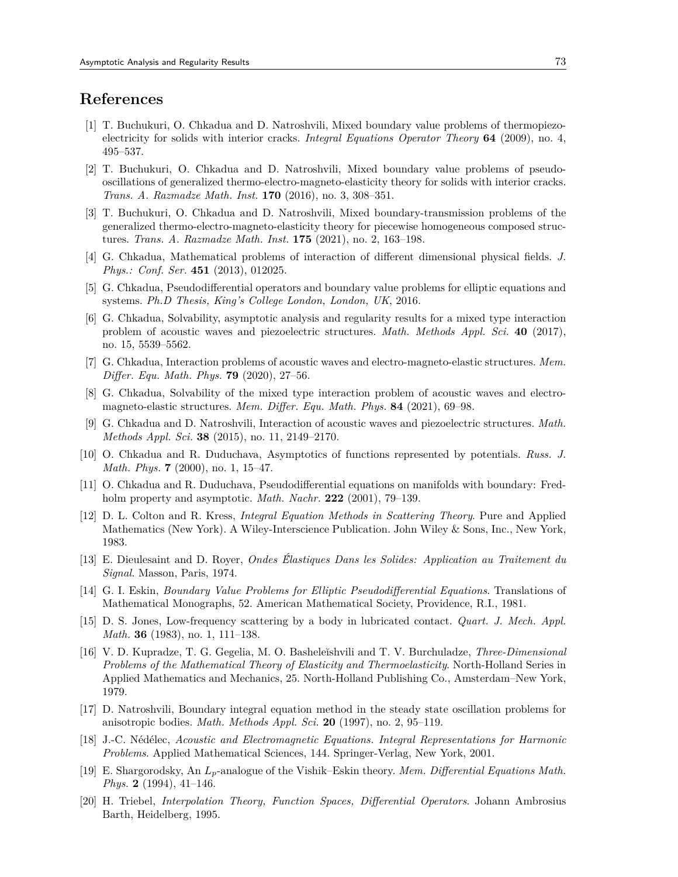# References

[1] T. Buchukuri, O. Chkadua and D. Natroshvili, Mixed boundary value problems of thermopiezoelectricity for solids with interior cracks. *Integral Equations Operator Theory* **64** (2009), no. 4, 495–537.

[2] T. Buchukuri, O. Chkadua and D. Natroshvili, Mixed boundary value problems of pseudo-oscillations of generalized thermo-electro-magneto-elasticity theory for solids with interior cracks. *Trans. A. Razmadze Math. Inst.* **170** (2016), no. 3, 308–351.

[3] T. Buchukuri, O. Chkadua and D. Natroshvili, Mixed boundary-transmission problems of the generalized thermo-electro-magneto-elasticity theory for piecewise homogeneous composed structures. *Trans. A. Razmadze Math. Inst.* **175** (2021), no. 2, 163–198.

[4] G. Chkadua, Mathematical problems of interaction of different dimensional physical fields. *J. Phys.: Conf. Ser.* **451** (2013), 012025.

[5] G. Chkadua, Pseudodifferential operators and boundary value problems for elliptic equations and systems. *Ph.D Thesis, King's College London, London, UK*, 2016.

[6] G. Chkadua, Solvability, asymptotic analysis and regularity results for a mixed type interaction problem of acoustic waves and piezoelectric structures. *Math. Methods Appl. Sci.* **40** (2017), no. 15, 5539–5562.

[7] G. Chkadua, Interaction problems of acoustic waves and electro-magneto-elastic structures. *Mem. Differ. Equ. Math. Phys.* **79** (2020), 27–56.

[8] G. Chkadua, Solvability of the mixed type interaction problem of acoustic waves and electro-magneto-elastic structures. *Mem. Differ. Equ. Math. Phys.* **84** (2021), 69–98.

[9] G. Chkadua and D. Natroshvili, Interaction of acoustic waves and piezoelectric structures. *Math. Methods Appl. Sci.* **38** (2015), no. 11, 2149–2170.

[10] O. Chkadua and R. Duduchava, Asymptotics of functions represented by potentials. *Russ. J. Math. Phys.* **7** (2000), no. 1, 15–47.

[11] O. Chkadua and R. Duduchava, Pseudodifferential equations on manifolds with boundary: Fredholm property and asymptotic. *Math. Nachr.* **222** (2001), 79–139.

[12] D. L. Colton and R. Kress, *Integral Equation Methods in Scattering Theory*. Pure and Applied Mathematics (New York). A Wiley-Interscience Publication. John Wiley & Sons, Inc., New York, 1983.

[13] E. Dieulesaint and D. Royer, *Ondes Élastiques Dans les Solides: Application au Traitement du Signal*. Masson, Paris, 1974.

[14] G. I. Eskin, *Boundary Value Problems for Elliptic Pseudodifferential Equations*. Translations of Mathematical Monographs, 52. American Mathematical Society, Providence, R.I., 1981.

[15] D. S. Jones, Low-frequency scattering by a body in lubricated contact. *Quart. J. Mech. Appl. Math.* **36** (1983), no. 1, 111–138.

[16] V. D. Kupradze, T. G. Gegelia, M. O. Basheleĭshvili and T. V. Burchuladze, *Three-Dimensional Problems of the Mathematical Theory of Elasticity and Thermoelasticity*. North-Holland Series in Applied Mathematics and Mechanics, 25. North-Holland Publishing Co., Amsterdam–New York, 1979.

[17] D. Natroshvili, Boundary integral equation method in the steady state oscillation problems for anisotropic bodies. *Math. Methods Appl. Sci.* **20** (1997), no. 2, 95–119.

[18] J.-C. Nédélec, *Acoustic and Electromagnetic Equations. Integral Representations for Harmonic Problems*. Applied Mathematical Sciences, 144. Springer-Verlag, New York, 2001.

[19] E. Shargorodsky, An $L_p$-analogue of the Vishik–Eskin theory. *Mem. Differential Equations Math. Phys.* **2** (1994), 41–146.

[20] H. Triebel, *Interpolation Theory, Function Spaces, Differential Operators*. Johann Ambrosius Barth, Heidelberg, 1995.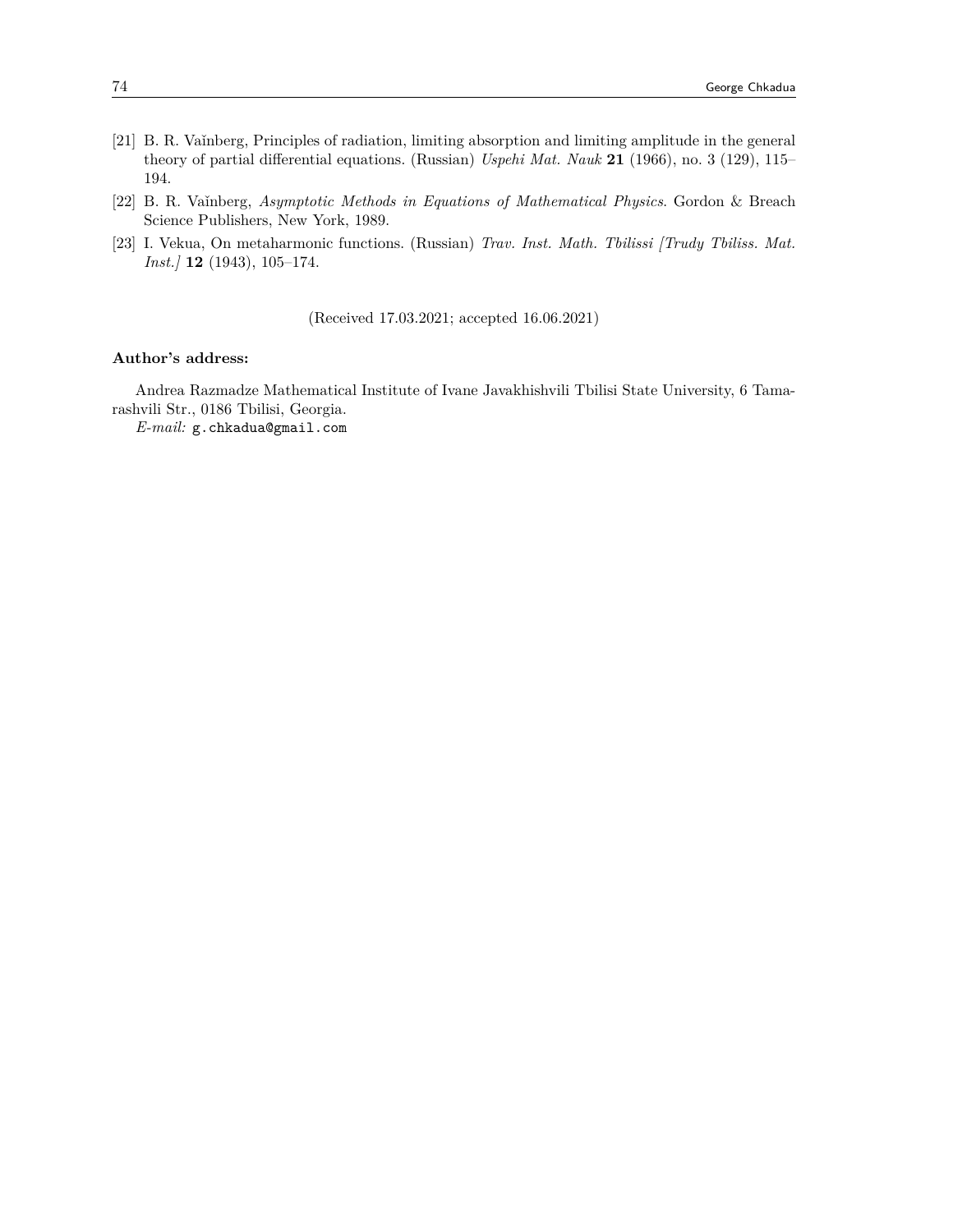[21] B. R. Vaĭnberg, Principles of radiation, limiting absorption and limiting amplitude in the general theory of partial differential equations. (Russian) *Uspehi Mat. Nauk* **21** (1966), no. 3 (129), 115–194.

[22] B. R. Vaĭnberg, *Asymptotic Methods in Equations of Mathematical Physics*. Gordon & Breach Science Publishers, New York, 1989.

[23] I. Vekua, On metaharmonic functions. (Russian) *Trav. Inst. Math. Tbilissi [Trudy Tbiliss. Mat. Inst.]* **12** (1943), 105–174.

(Received 17.03.2021; accepted 16.06.2021)

**Author's address:**

Andrea Razmadze Mathematical Institute of Ivane Javakhishvili Tbilisi State University, 6 Tamarashvili Str., 0186 Tbilisi, Georgia.

*E-mail:* g.chkadua@gmail.com